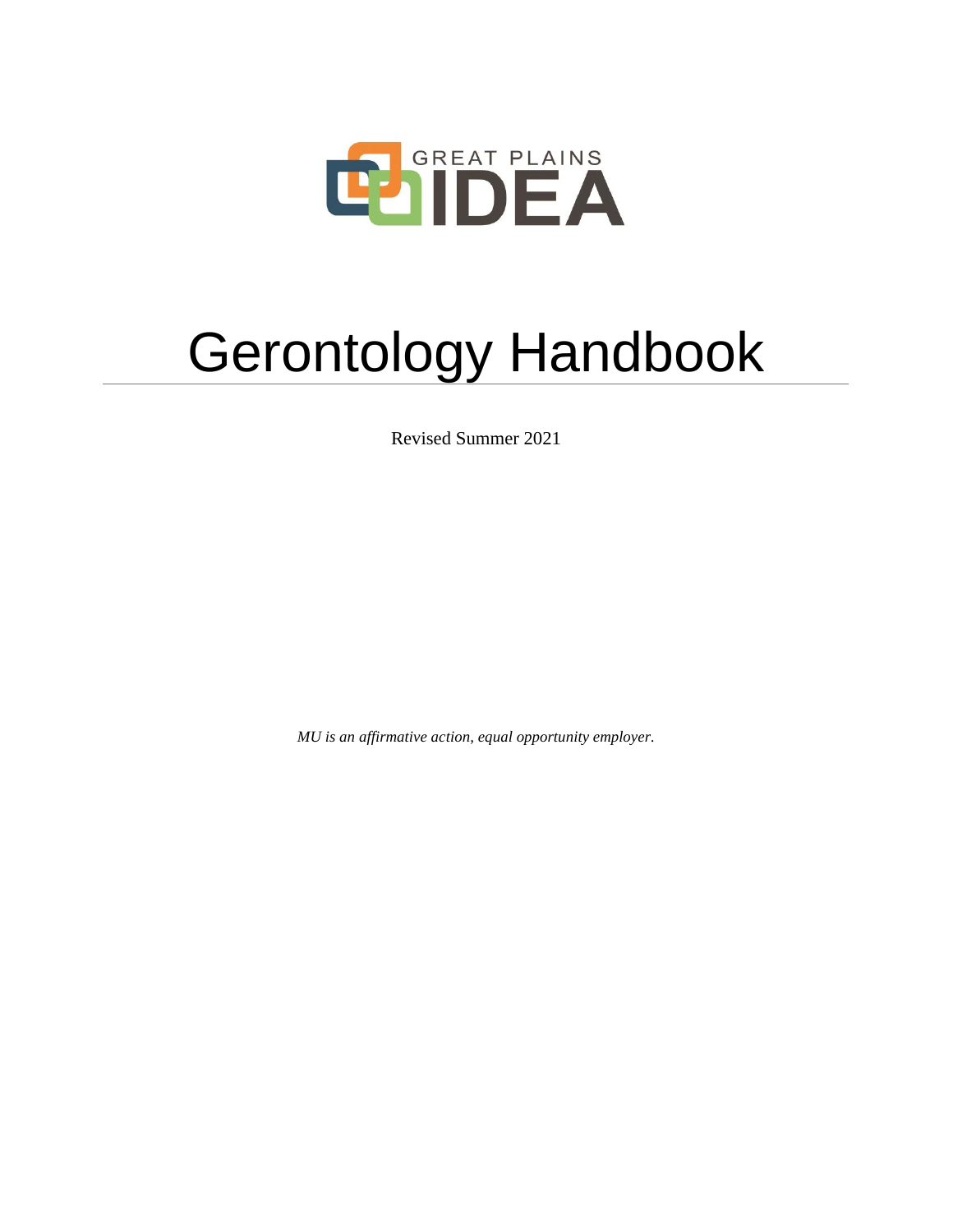GREAT PLAINS IDEA

# Gerontology Handbook

Revised Summer 2021

*MU is an affirmative action, equal opportunity employer.*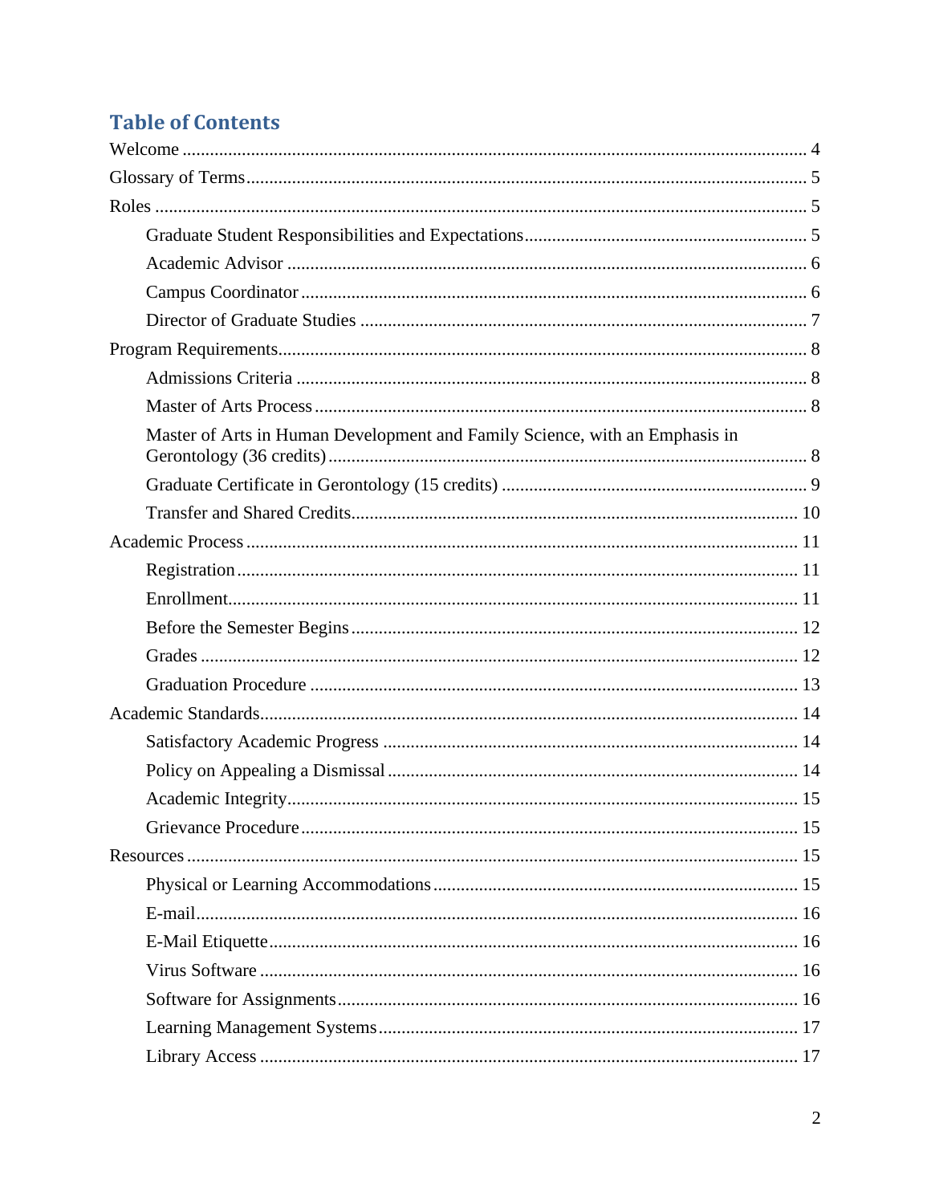## Table of Contents

Welcome .......... 4

Glossary of Terms .......... 5

Roles .......... 5

- Graduate Student Responsibilities and Expectations .......... 5
- Academic Advisor .......... 6
- Campus Coordinator .......... 6
- Director of Graduate Studies .......... 7

Program Requirements .......... 8

- Admissions Criteria .......... 8
- Master of Arts Process .......... 8
- Master of Arts in Human Development and Family Science, with an Emphasis in Gerontology (36 credits) .......... 8
- Graduate Certificate in Gerontology (15 credits) .......... 9
- Transfer and Shared Credits .......... 10

Academic Process .......... 11

- Registration .......... 11
- Enrollment .......... 11
- Before the Semester Begins .......... 12
- Grades .......... 12
- Graduation Procedure .......... 13

Academic Standards .......... 14

- Satisfactory Academic Progress .......... 14
- Policy on Appealing a Dismissal .......... 14
- Academic Integrity .......... 15
- Grievance Procedure .......... 15

Resources .......... 15

- Physical or Learning Accommodations .......... 15
- E-mail .......... 16
- E-Mail Etiquette .......... 16
- Virus Software .......... 16
- Software for Assignments .......... 16
- Learning Management Systems .......... 17
- Library Access .......... 17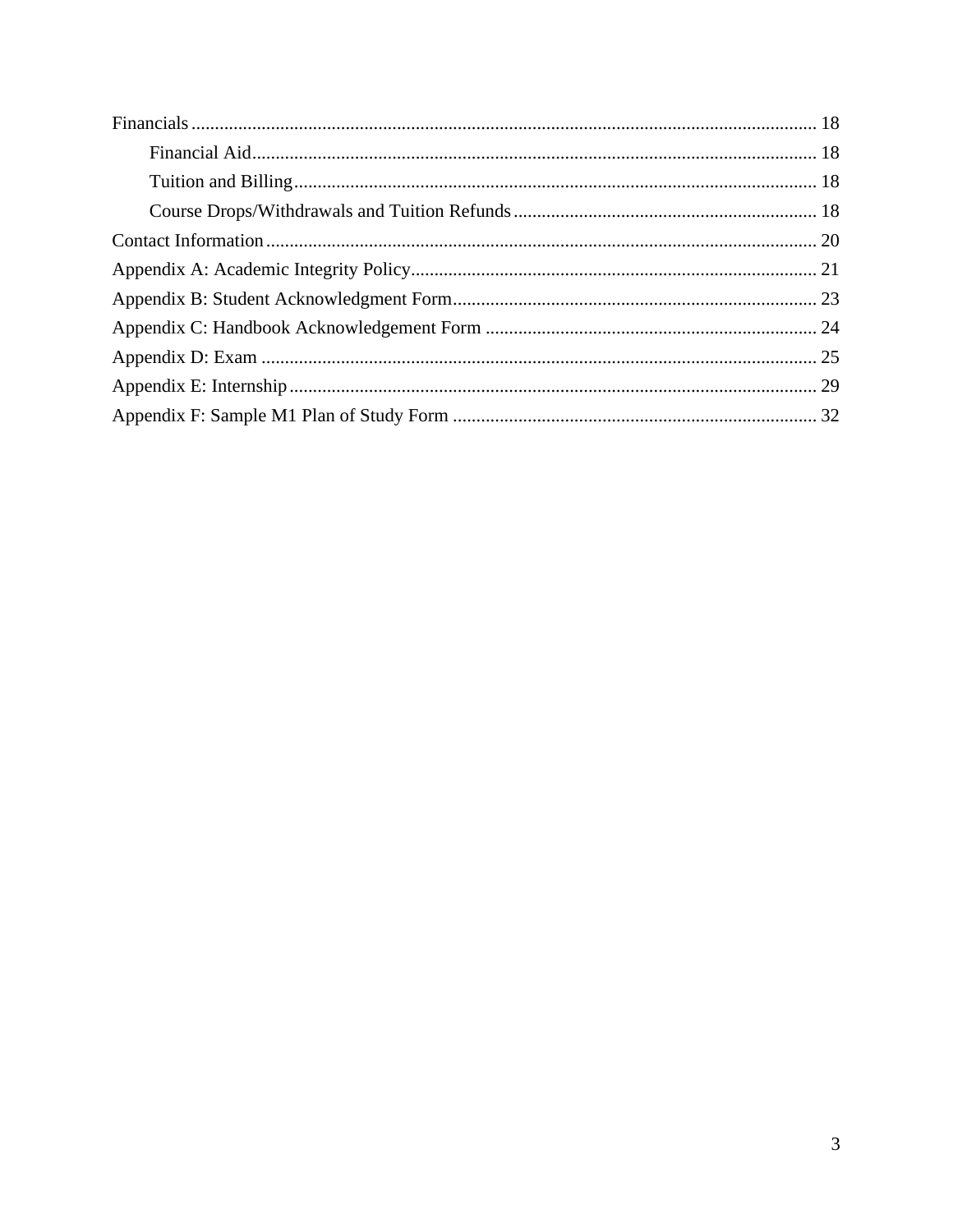Financials ..................................................................................................................... 18

 Financial Aid ......................................................................................................... 18

 Tuition and Billing ................................................................................................ 18

 Course Drops/Withdrawals and Tuition Refunds ................................................. 18

Contact Information ..................................................................................................... 20

Appendix A: Academic Integrity Policy ....................................................................... 21

Appendix B: Student Acknowledgment Form .............................................................. 23

Appendix C: Handbook Acknowledgement Form ....................................................... 24

Appendix D: Exam ....................................................................................................... 25

Appendix E: Internship ................................................................................................. 29

Appendix F: Sample M1 Plan of Study Form .............................................................. 32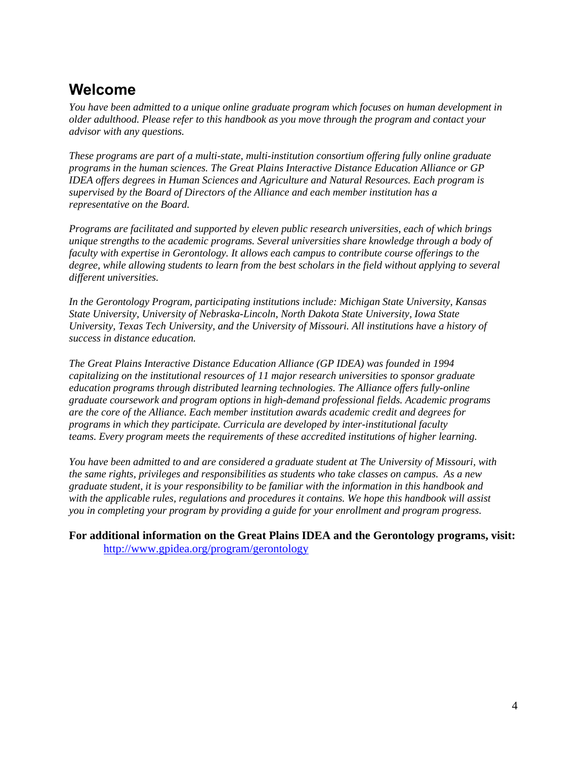## Welcome

*You have been admitted to a unique online graduate program which focuses on human development in older adulthood. Please refer to this handbook as you move through the program and contact your advisor with any questions.*

*These programs are part of a multi-state, multi-institution consortium offering fully online graduate programs in the human sciences. The Great Plains Interactive Distance Education Alliance or GP IDEA offers degrees in Human Sciences and Agriculture and Natural Resources. Each program is supervised by the Board of Directors of the Alliance and each member institution has a representative on the Board.*

*Programs are facilitated and supported by eleven public research universities, each of which brings unique strengths to the academic programs. Several universities share knowledge through a body of faculty with expertise in Gerontology. It allows each campus to contribute course offerings to the degree, while allowing students to learn from the best scholars in the field without applying to several different universities.*

*In the Gerontology Program, participating institutions include: Michigan State University, Kansas State University, University of Nebraska-Lincoln, North Dakota State University, Iowa State University, Texas Tech University, and the University of Missouri. All institutions have a history of success in distance education.*

*The Great Plains Interactive Distance Education Alliance (GP IDEA) was founded in 1994 capitalizing on the institutional resources of 11 major research universities to sponsor graduate education programs through distributed learning technologies. The Alliance offers fully-online graduate coursework and program options in high-demand professional fields. Academic programs are the core of the Alliance. Each member institution awards academic credit and degrees for programs in which they participate. Curricula are developed by inter-institutional faculty teams. Every program meets the requirements of these accredited institutions of higher learning.*

*You have been admitted to and are considered a graduate student at The University of Missouri, with the same rights, privileges and responsibilities as students who take classes on campus. As a new graduate student, it is your responsibility to be familiar with the information in this handbook and with the applicable rules, regulations and procedures it contains. We hope this handbook will assist you in completing your program by providing a guide for your enrollment and program progress.*

**For additional information on the Great Plains IDEA and the Gerontology programs, visit:**

[http://www.gpidea.org/program/gerontology](http://www.gpidea.org/program/gerontology)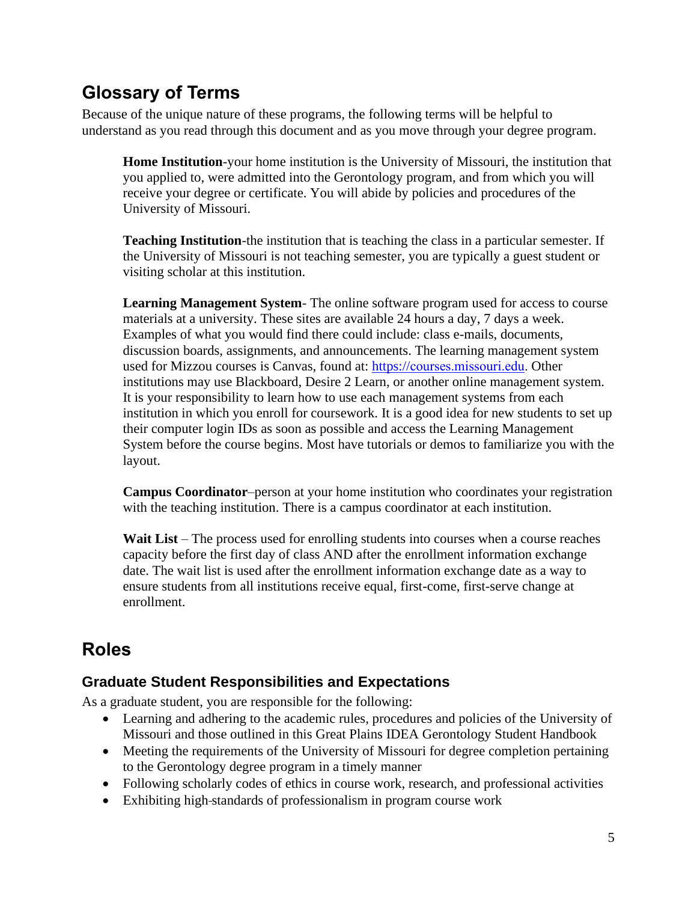## Glossary of Terms

Because of the unique nature of these programs, the following terms will be helpful to understand as you read through this document and as you move through your degree program.

**Home Institution**-your home institution is the University of Missouri, the institution that you applied to, were admitted into the Gerontology program, and from which you will receive your degree or certificate. You will abide by policies and procedures of the University of Missouri.

**Teaching Institution**-the institution that is teaching the class in a particular semester. If the University of Missouri is not teaching semester, you are typically a guest student or visiting scholar at this institution.

**Learning Management System**- The online software program used for access to course materials at a university. These sites are available 24 hours a day, 7 days a week. Examples of what you would find there could include: class e-mails, documents, discussion boards, assignments, and announcements. The learning management system used for Mizzou courses is Canvas, found at: [https://courses.missouri.edu](https://courses.missouri.edu). Other institutions may use Blackboard, Desire 2 Learn, or another online management system. It is your responsibility to learn how to use each management systems from each institution in which you enroll for coursework. It is a good idea for new students to set up their computer login IDs as soon as possible and access the Learning Management System before the course begins. Most have tutorials or demos to familiarize you with the layout.

**Campus Coordinator**–person at your home institution who coordinates your registration with the teaching institution. There is a campus coordinator at each institution.

**Wait List** – The process used for enrolling students into courses when a course reaches capacity before the first day of class AND after the enrollment information exchange date. The wait list is used after the enrollment information exchange date as a way to ensure students from all institutions receive equal, first-come, first-serve change at enrollment.

## Roles

### Graduate Student Responsibilities and Expectations

As a graduate student, you are responsible for the following:

- Learning and adhering to the academic rules, procedures and policies of the University of Missouri and those outlined in this Great Plains IDEA Gerontology Student Handbook
- Meeting the requirements of the University of Missouri for degree completion pertaining to the Gerontology degree program in a timely manner
- Following scholarly codes of ethics in course work, research, and professional activities
- Exhibiting high-standards of professionalism in program course work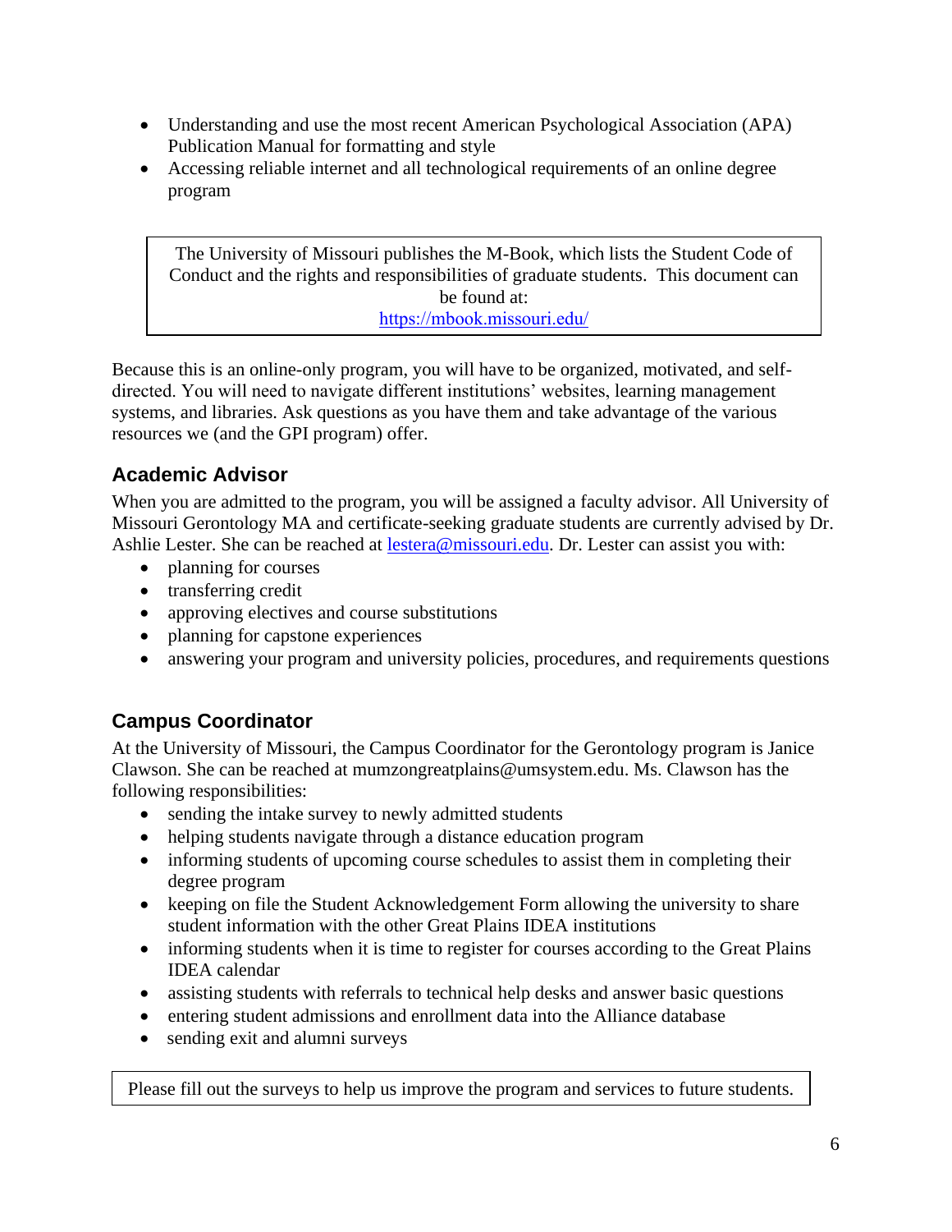- Understanding and use the most recent American Psychological Association (APA) Publication Manual for formatting and style
- Accessing reliable internet and all technological requirements of an online degree program

> The University of Missouri publishes the M-Book, which lists the Student Code of Conduct and the rights and responsibilities of graduate students. This document can be found at:
> [https://mbook.missouri.edu/](https://mbook.missouri.edu/)

Because this is an online-only program, you will have to be organized, motivated, and self-directed. You will need to navigate different institutions' websites, learning management systems, and libraries. Ask questions as you have them and take advantage of the various resources we (and the GPI program) offer.

## Academic Advisor

When you are admitted to the program, you will be assigned a faculty advisor. All University of Missouri Gerontology MA and certificate-seeking graduate students are currently advised by Dr. Ashlie Lester. She can be reached at [lestera@missouri.edu](mailto:lestera@missouri.edu). Dr. Lester can assist you with:

- planning for courses
- transferring credit
- approving electives and course substitutions
- planning for capstone experiences
- answering your program and university policies, procedures, and requirements questions

## Campus Coordinator

At the University of Missouri, the Campus Coordinator for the Gerontology program is Janice Clawson. She can be reached at mumzongreatplains@umsystem.edu. Ms. Clawson has the following responsibilities:

- sending the intake survey to newly admitted students
- helping students navigate through a distance education program
- informing students of upcoming course schedules to assist them in completing their degree program
- keeping on file the Student Acknowledgement Form allowing the university to share student information with the other Great Plains IDEA institutions
- informing students when it is time to register for courses according to the Great Plains IDEA calendar
- assisting students with referrals to technical help desks and answer basic questions
- entering student admissions and enrollment data into the Alliance database
- sending exit and alumni surveys

> Please fill out the surveys to help us improve the program and services to future students.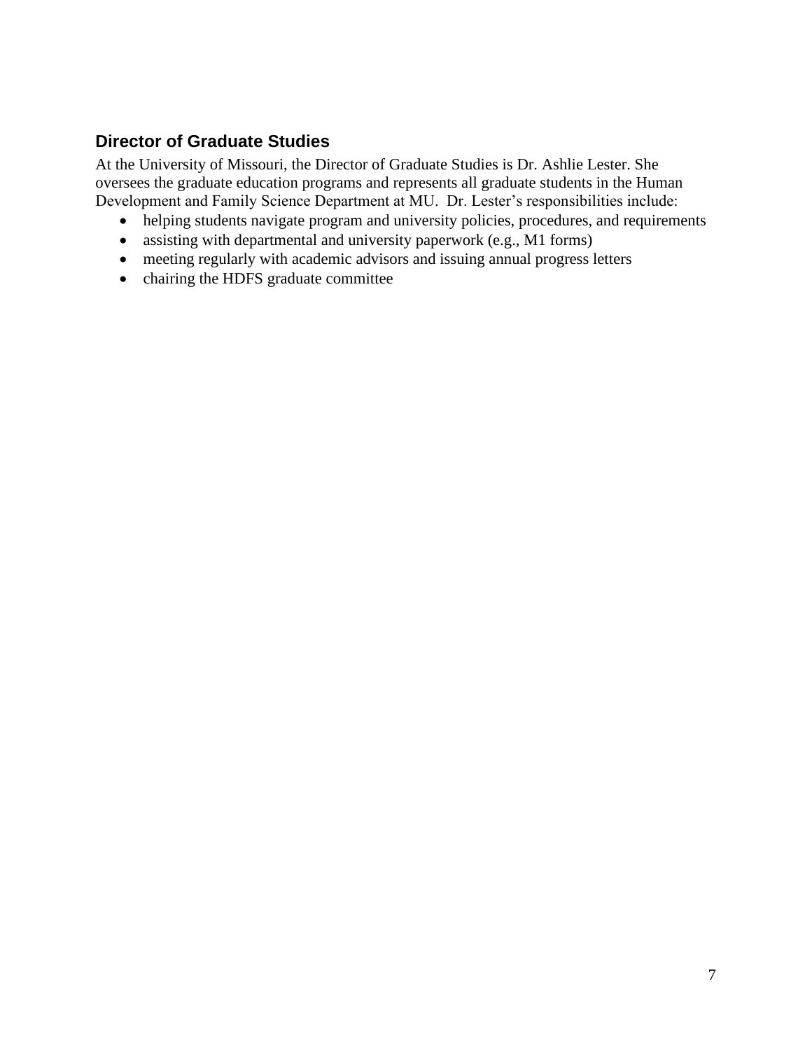## Director of Graduate Studies

At the University of Missouri, the Director of Graduate Studies is Dr. Ashlie Lester. She oversees the graduate education programs and represents all graduate students in the Human Development and Family Science Department at MU. Dr. Lester's responsibilities include:

- helping students navigate program and university policies, procedures, and requirements
- assisting with departmental and university paperwork (e.g., M1 forms)
- meeting regularly with academic advisors and issuing annual progress letters
- chairing the HDFS graduate committee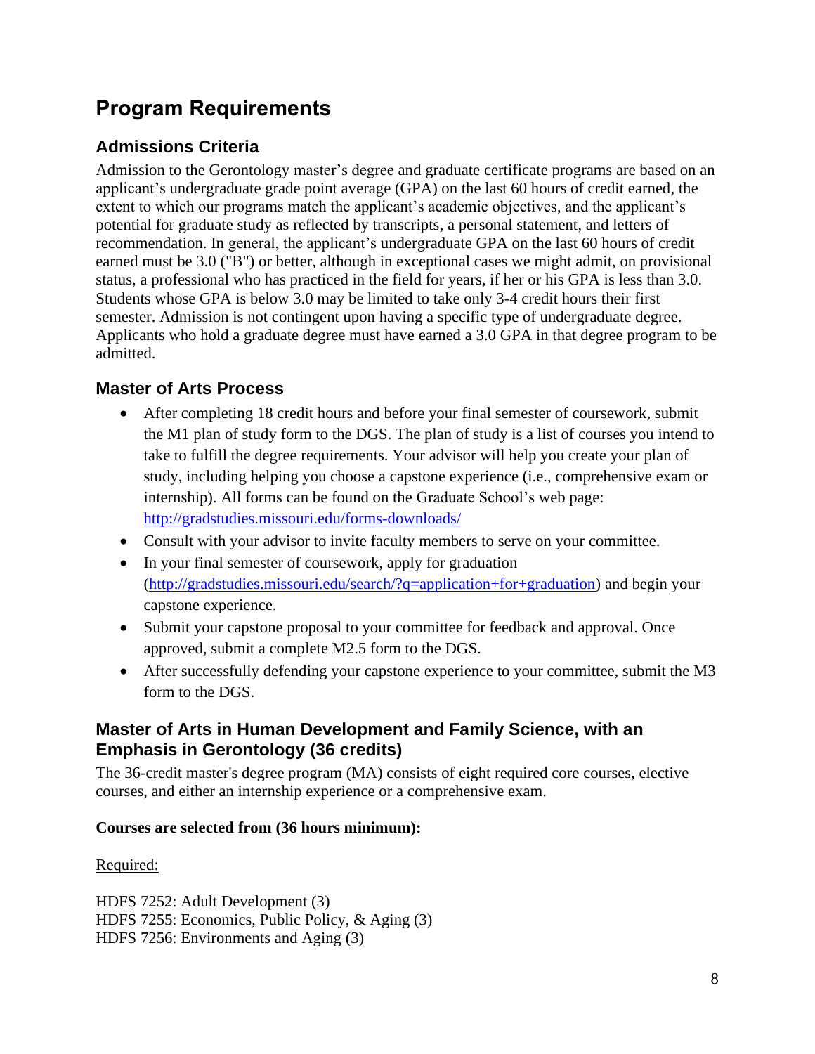# Program Requirements

## Admissions Criteria

Admission to the Gerontology master's degree and graduate certificate programs are based on an applicant's undergraduate grade point average (GPA) on the last 60 hours of credit earned, the extent to which our programs match the applicant's academic objectives, and the applicant's potential for graduate study as reflected by transcripts, a personal statement, and letters of recommendation. In general, the applicant's undergraduate GPA on the last 60 hours of credit earned must be 3.0 ("B") or better, although in exceptional cases we might admit, on provisional status, a professional who has practiced in the field for years, if her or his GPA is less than 3.0. Students whose GPA is below 3.0 may be limited to take only 3-4 credit hours their first semester. Admission is not contingent upon having a specific type of undergraduate degree. Applicants who hold a graduate degree must have earned a 3.0 GPA in that degree program to be admitted.

## Master of Arts Process

- After completing 18 credit hours and before your final semester of coursework, submit the M1 plan of study form to the DGS. The plan of study is a list of courses you intend to take to fulfill the degree requirements. Your advisor will help you create your plan of study, including helping you choose a capstone experience (i.e., comprehensive exam or internship). All forms can be found on the Graduate School's web page: http://gradstudies.missouri.edu/forms-downloads/
- Consult with your advisor to invite faculty members to serve on your committee.
- In your final semester of coursework, apply for graduation (http://gradstudies.missouri.edu/search/?q=application+for+graduation) and begin your capstone experience.
- Submit your capstone proposal to your committee for feedback and approval. Once approved, submit a complete M2.5 form to the DGS.
- After successfully defending your capstone experience to your committee, submit the M3 form to the DGS.

## Master of Arts in Human Development and Family Science, with an Emphasis in Gerontology (36 credits)

The 36-credit master's degree program (MA) consists of eight required core courses, elective courses, and either an internship experience or a comprehensive exam.

**Courses are selected from (36 hours minimum):**

Required:

HDFS 7252: Adult Development (3)
HDFS 7255: Economics, Public Policy, & Aging (3)
HDFS 7256: Environments and Aging (3)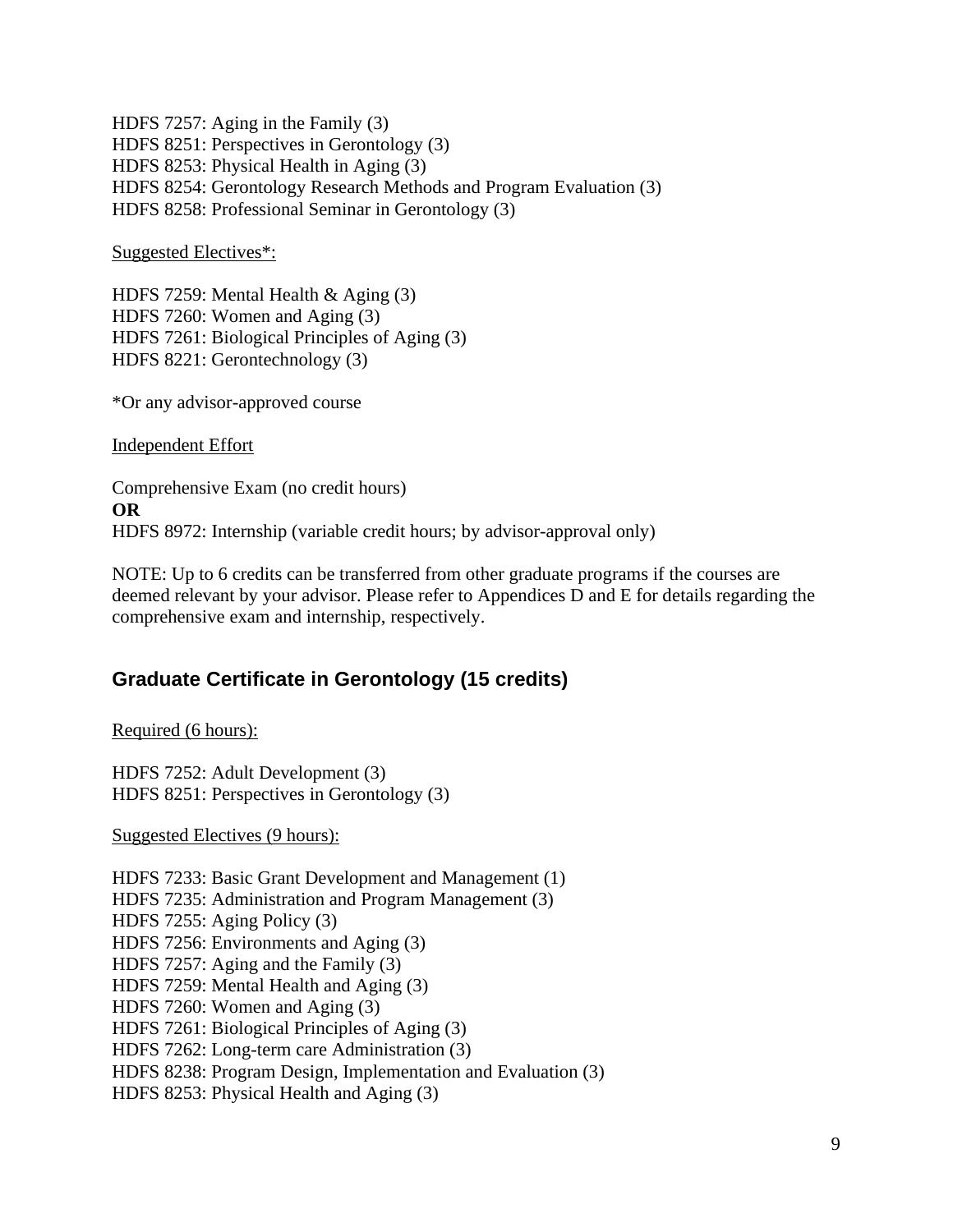HDFS 7257: Aging in the Family (3)
HDFS 8251: Perspectives in Gerontology (3)
HDFS 8253: Physical Health in Aging (3)
HDFS 8254: Gerontology Research Methods and Program Evaluation (3)
HDFS 8258: Professional Seminar in Gerontology (3)

<u>Suggested Electives*:</u>

HDFS 7259: Mental Health & Aging (3)
HDFS 7260: Women and Aging (3)
HDFS 7261: Biological Principles of Aging (3)
HDFS 8221: Gerontechnology (3)

*Or any advisor-approved course

<u>Independent Effort</u>

Comprehensive Exam (no credit hours)
**OR**
HDFS 8972: Internship (variable credit hours; by advisor-approval only)

NOTE: Up to 6 credits can be transferred from other graduate programs if the courses are deemed relevant by your advisor. Please refer to Appendices D and E for details regarding the comprehensive exam and internship, respectively.

## Graduate Certificate in Gerontology (15 credits)

<u>Required (6 hours):</u>

HDFS 7252: Adult Development (3)
HDFS 8251: Perspectives in Gerontology (3)

<u>Suggested Electives (9 hours):</u>

HDFS 7233: Basic Grant Development and Management (1)
HDFS 7235: Administration and Program Management (3)
HDFS 7255: Aging Policy (3)
HDFS 7256: Environments and Aging (3)
HDFS 7257: Aging and the Family (3)
HDFS 7259: Mental Health and Aging (3)
HDFS 7260: Women and Aging (3)
HDFS 7261: Biological Principles of Aging (3)
HDFS 7262: Long-term care Administration (3)
HDFS 8238: Program Design, Implementation and Evaluation (3)
HDFS 8253: Physical Health and Aging (3)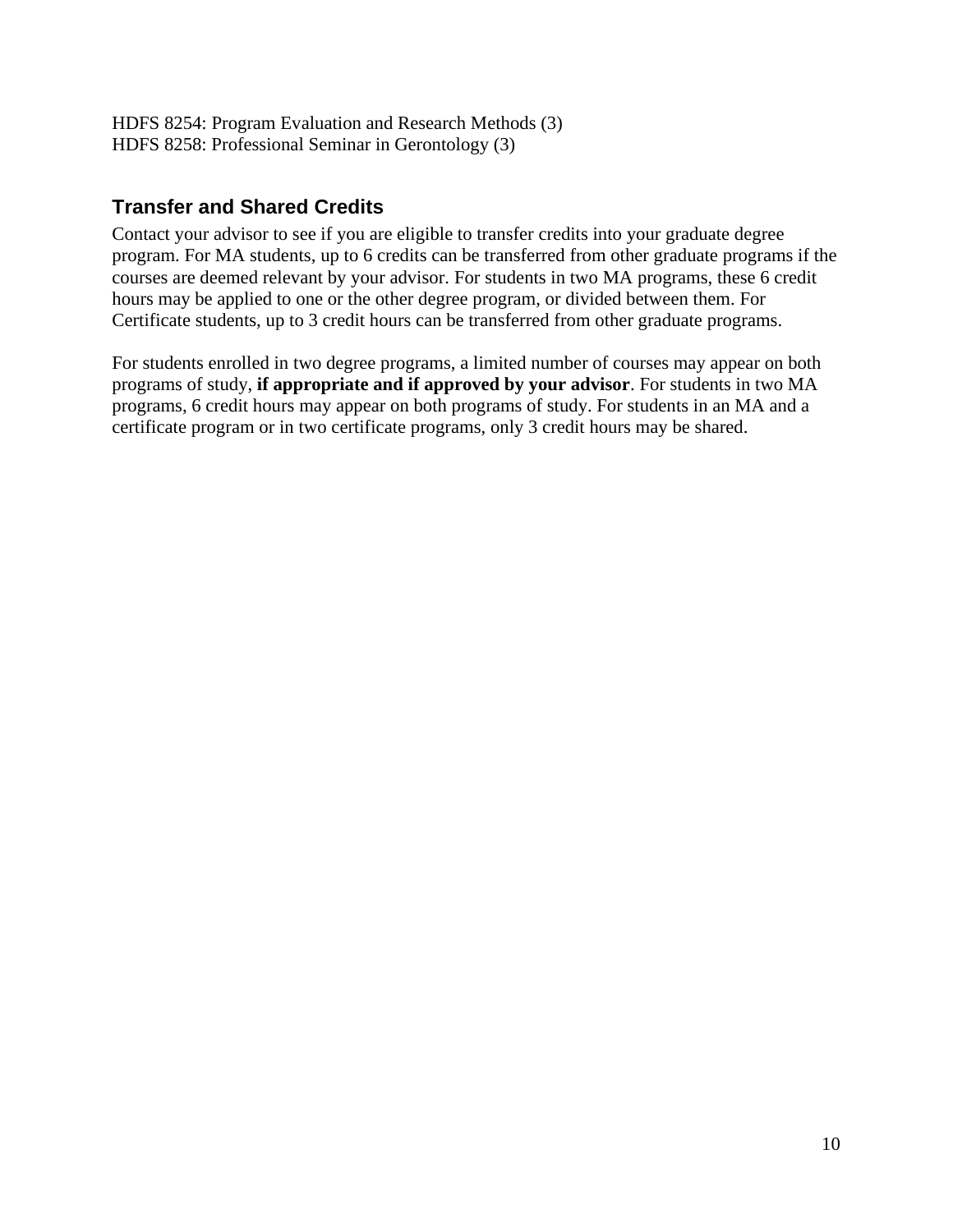HDFS 8254: Program Evaluation and Research Methods (3)
HDFS 8258: Professional Seminar in Gerontology (3)

## Transfer and Shared Credits

Contact your advisor to see if you are eligible to transfer credits into your graduate degree program. For MA students, up to 6 credits can be transferred from other graduate programs if the courses are deemed relevant by your advisor. For students in two MA programs, these 6 credit hours may be applied to one or the other degree program, or divided between them. For Certificate students, up to 3 credit hours can be transferred from other graduate programs.

For students enrolled in two degree programs, a limited number of courses may appear on both programs of study, **if appropriate and if approved by your advisor**. For students in two MA programs, 6 credit hours may appear on both programs of study. For students in an MA and a certificate program or in two certificate programs, only 3 credit hours may be shared.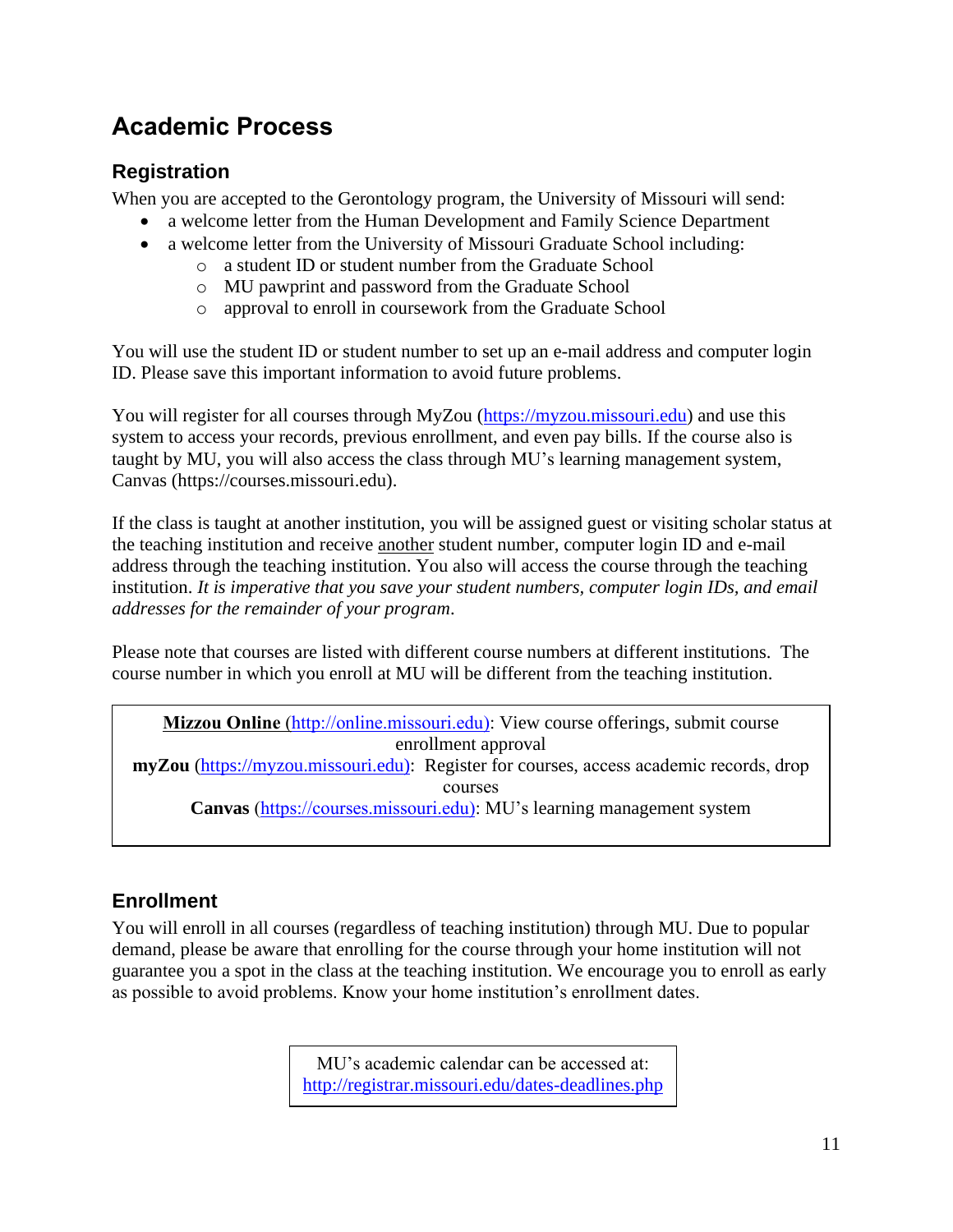# Academic Process

## Registration

When you are accepted to the Gerontology program, the University of Missouri will send:

- a welcome letter from the Human Development and Family Science Department
- a welcome letter from the University of Missouri Graduate School including:
  - a student ID or student number from the Graduate School
  - MU pawprint and password from the Graduate School
  - approval to enroll in coursework from the Graduate School

You will use the student ID or student number to set up an e-mail address and computer login ID. Please save this important information to avoid future problems.

You will register for all courses through MyZou (https://myzou.missouri.edu) and use this system to access your records, previous enrollment, and even pay bills. If the course also is taught by MU, you will also access the class through MU's learning management system, Canvas (https://courses.missouri.edu).

If the class is taught at another institution, you will be assigned guest or visiting scholar status at the teaching institution and receive <u>another</u> student number, computer login ID and e-mail address through the teaching institution. You also will access the course through the teaching institution. *It is imperative that you save your student numbers, computer login IDs, and email addresses for the remainder of your program*.

Please note that courses are listed with different course numbers at different institutions. The course number in which you enroll at MU will be different from the teaching institution.

> **<u>Mizzou Online</u>** (http://online.missouri.edu): View course offerings, submit course enrollment approval
> **myZou** (https://myzou.missouri.edu): Register for courses, access academic records, drop courses
> **Canvas** (https://courses.missouri.edu): MU's learning management system

## Enrollment

You will enroll in all courses (regardless of teaching institution) through MU. Due to popular demand, please be aware that enrolling for the course through your home institution will not guarantee you a spot in the class at the teaching institution. We encourage you to enroll as early as possible to avoid problems. Know your home institution's enrollment dates.

> MU's academic calendar can be accessed at:
> http://registrar.missouri.edu/dates-deadlines.php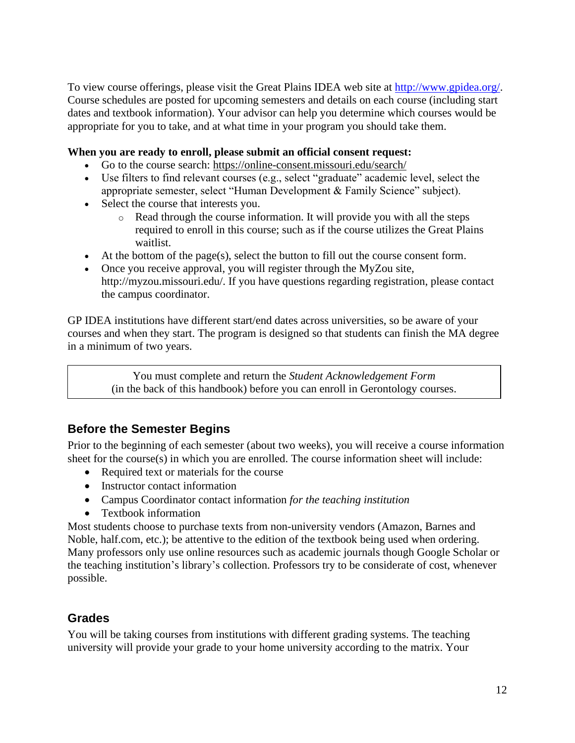To view course offerings, please visit the Great Plains IDEA web site at http://www.gpidea.org/. Course schedules are posted for upcoming semesters and details on each course (including start dates and textbook information). Your advisor can help you determine which courses would be appropriate for you to take, and at what time in your program you should take them.

**When you are ready to enroll, please submit an official consent request:**

- Go to the course search: https://online-consent.missouri.edu/search/
- Use filters to find relevant courses (e.g., select "graduate" academic level, select the appropriate semester, select "Human Development & Family Science" subject).
- Select the course that interests you.
  - Read through the course information. It will provide you with all the steps required to enroll in this course; such as if the course utilizes the Great Plains waitlist.
- At the bottom of the page(s), select the button to fill out the course consent form.
- Once you receive approval, you will register through the MyZou site, http://myzou.missouri.edu/. If you have questions regarding registration, please contact the campus coordinator.

GP IDEA institutions have different start/end dates across universities, so be aware of your courses and when they start. The program is designed so that students can finish the MA degree in a minimum of two years.

> You must complete and return the *Student Acknowledgement Form* (in the back of this handbook) before you can enroll in Gerontology courses.

## Before the Semester Begins

Prior to the beginning of each semester (about two weeks), you will receive a course information sheet for the course(s) in which you are enrolled. The course information sheet will include:

- Required text or materials for the course
- Instructor contact information
- Campus Coordinator contact information *for the teaching institution*
- Textbook information

Most students choose to purchase texts from non-university vendors (Amazon, Barnes and Noble, half.com, etc.); be attentive to the edition of the textbook being used when ordering. Many professors only use online resources such as academic journals though Google Scholar or the teaching institution's library's collection. Professors try to be considerate of cost, whenever possible.

## Grades

You will be taking courses from institutions with different grading systems. The teaching university will provide your grade to your home university according to the matrix. Your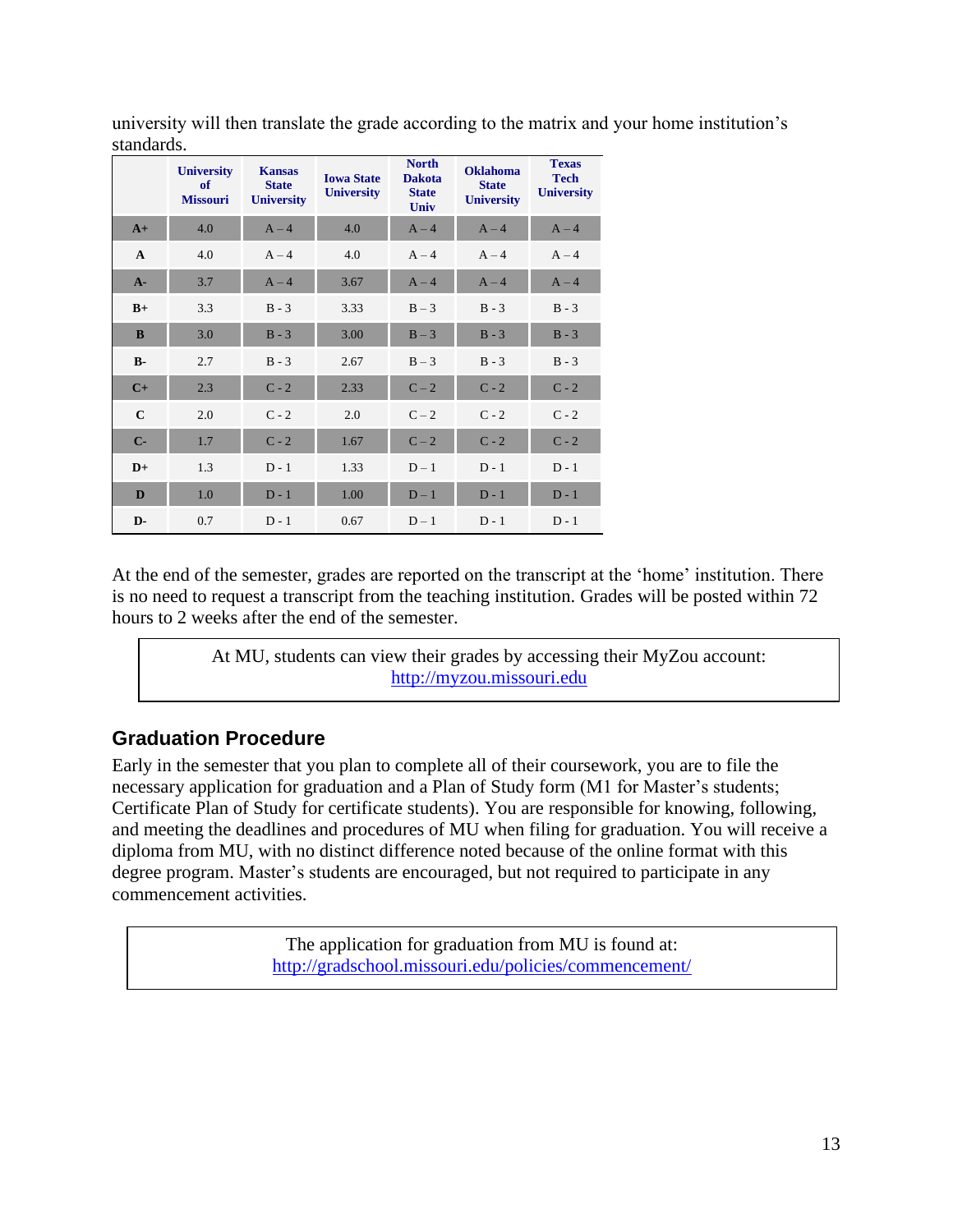university will then translate the grade according to the matrix and your home institution's standards.

| | University of Missouri | Kansas State University | Iowa State University | North Dakota State Univ | Oklahoma State University | Texas Tech University |
|---|---|---|---|---|---|---|
| **A+** | 4.0 | A – 4 | 4.0 | A – 4 | A – 4 | A – 4 |
| **A** | 4.0 | A – 4 | 4.0 | A – 4 | A – 4 | A – 4 |
| **A-** | 3.7 | A – 4 | 3.67 | A – 4 | A – 4 | A – 4 |
| **B+** | 3.3 | B - 3 | 3.33 | B – 3 | B - 3 | B - 3 |
| **B** | 3.0 | B - 3 | 3.00 | B – 3 | B - 3 | B - 3 |
| **B-** | 2.7 | B - 3 | 2.67 | B – 3 | B - 3 | B - 3 |
| **C+** | 2.3 | C - 2 | 2.33 | C – 2 | C - 2 | C - 2 |
| **C** | 2.0 | C - 2 | 2.0 | C – 2 | C - 2 | C - 2 |
| **C-** | 1.7 | C - 2 | 1.67 | C – 2 | C - 2 | C - 2 |
| **D+** | 1.3 | D - 1 | 1.33 | D – 1 | D - 1 | D - 1 |
| **D** | 1.0 | D - 1 | 1.00 | D – 1 | D - 1 | D - 1 |
| **D-** | 0.7 | D - 1 | 0.67 | D – 1 | D - 1 | D - 1 |

At the end of the semester, grades are reported on the transcript at the 'home' institution. There is no need to request a transcript from the teaching institution. Grades will be posted within 72 hours to 2 weeks after the end of the semester.

> At MU, students can view their grades by accessing their MyZou account: [http://myzou.missouri.edu](http://myzou.missouri.edu)

## Graduation Procedure

Early in the semester that you plan to complete all of their coursework, you are to file the necessary application for graduation and a Plan of Study form (M1 for Master's students; Certificate Plan of Study for certificate students). You are responsible for knowing, following, and meeting the deadlines and procedures of MU when filing for graduation. You will receive a diploma from MU, with no distinct difference noted because of the online format with this degree program. Master's students are encouraged, but not required to participate in any commencement activities.

> The application for graduation from MU is found at: [http://gradschool.missouri.edu/policies/commencement/](http://gradschool.missouri.edu/policies/commencement/)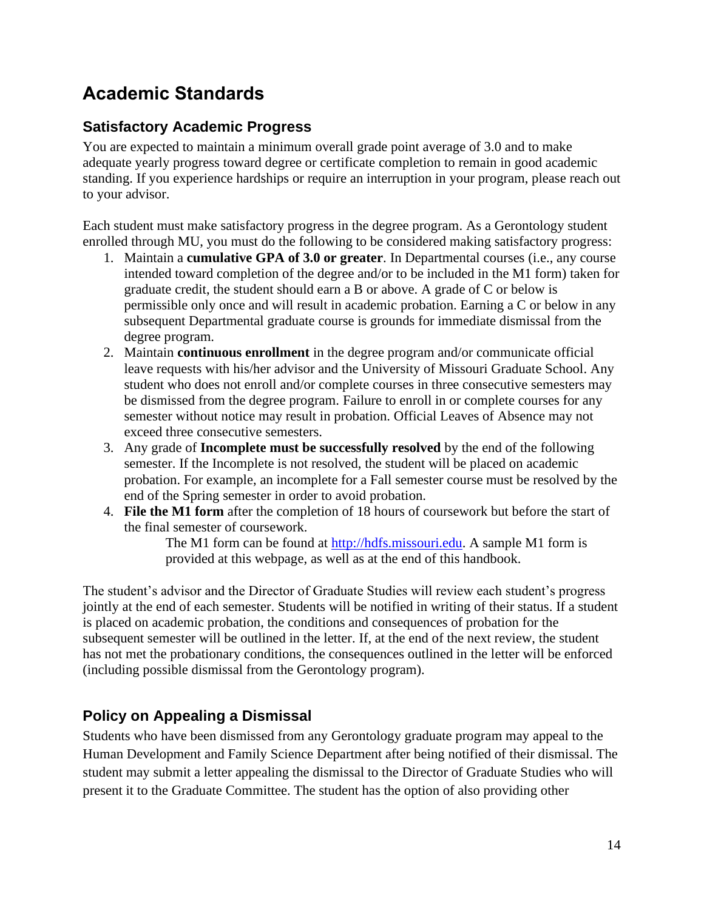# Academic Standards

## Satisfactory Academic Progress

You are expected to maintain a minimum overall grade point average of 3.0 and to make adequate yearly progress toward degree or certificate completion to remain in good academic standing. If you experience hardships or require an interruption in your program, please reach out to your advisor.

Each student must make satisfactory progress in the degree program. As a Gerontology student enrolled through MU, you must do the following to be considered making satisfactory progress:

1. Maintain a **cumulative GPA of 3.0 or greater**. In Departmental courses (i.e., any course intended toward completion of the degree and/or to be included in the M1 form) taken for graduate credit, the student should earn a B or above. A grade of C or below is permissible only once and will result in academic probation. Earning a C or below in any subsequent Departmental graduate course is grounds for immediate dismissal from the degree program.
2. Maintain **continuous enrollment** in the degree program and/or communicate official leave requests with his/her advisor and the University of Missouri Graduate School. Any student who does not enroll and/or complete courses in three consecutive semesters may be dismissed from the degree program. Failure to enroll in or complete courses for any semester without notice may result in probation. Official Leaves of Absence may not exceed three consecutive semesters.
3. Any grade of **Incomplete must be successfully resolved** by the end of the following semester. If the Incomplete is not resolved, the student will be placed on academic probation. For example, an incomplete for a Fall semester course must be resolved by the end of the Spring semester in order to avoid probation.
4. **File the M1 form** after the completion of 18 hours of coursework but before the start of the final semester of coursework.

   The M1 form can be found at [http://hdfs.missouri.edu](http://hdfs.missouri.edu). A sample M1 form is provided at this webpage, as well as at the end of this handbook.

The student's advisor and the Director of Graduate Studies will review each student's progress jointly at the end of each semester. Students will be notified in writing of their status. If a student is placed on academic probation, the conditions and consequences of probation for the subsequent semester will be outlined in the letter. If, at the end of the next review, the student has not met the probationary conditions, the consequences outlined in the letter will be enforced (including possible dismissal from the Gerontology program).

## Policy on Appealing a Dismissal

Students who have been dismissed from any Gerontology graduate program may appeal to the Human Development and Family Science Department after being notified of their dismissal. The student may submit a letter appealing the dismissal to the Director of Graduate Studies who will present it to the Graduate Committee. The student has the option of also providing other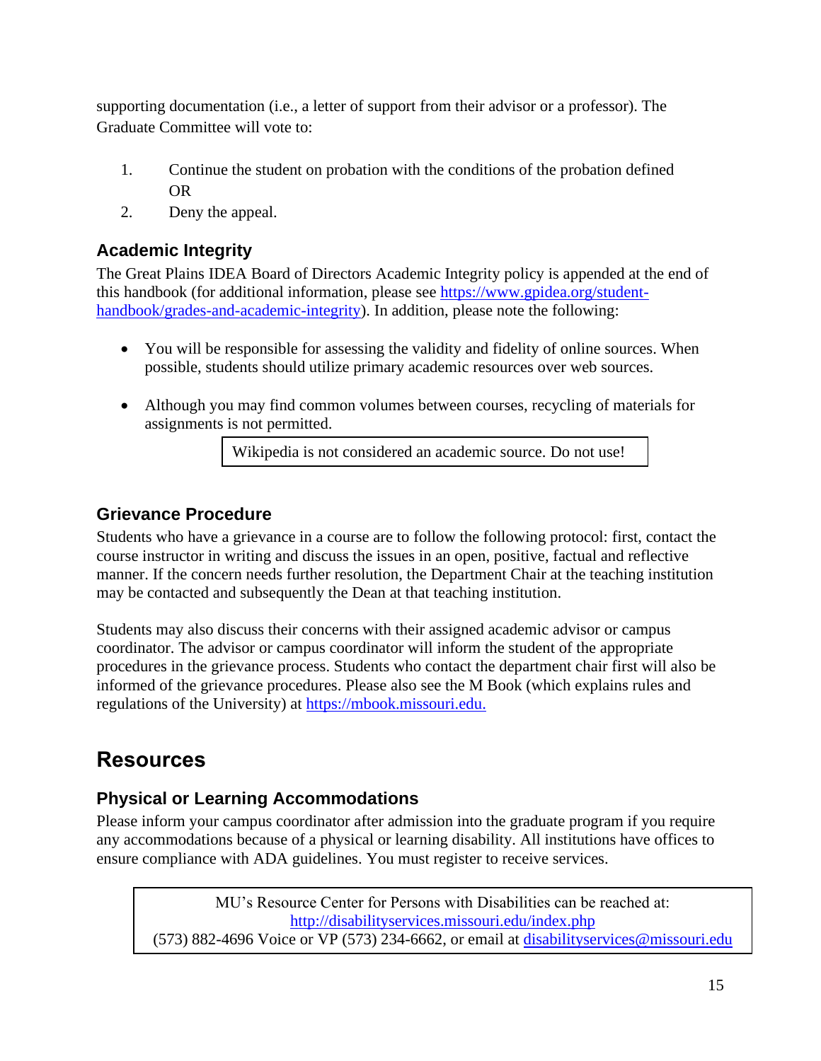supporting documentation (i.e., a letter of support from their advisor or a professor). The Graduate Committee will vote to:

1. Continue the student on probation with the conditions of the probation defined OR
2. Deny the appeal.

### Academic Integrity

The Great Plains IDEA Board of Directors Academic Integrity policy is appended at the end of this handbook (for additional information, please see https://www.gpidea.org/student-handbook/grades-and-academic-integrity). In addition, please note the following:

- You will be responsible for assessing the validity and fidelity of online sources. When possible, students should utilize primary academic resources over web sources.

- Although you may find common volumes between courses, recycling of materials for assignments is not permitted.

> Wikipedia is not considered an academic source. Do not use!

### Grievance Procedure

Students who have a grievance in a course are to follow the following protocol: first, contact the course instructor in writing and discuss the issues in an open, positive, factual and reflective manner. If the concern needs further resolution, the Department Chair at the teaching institution may be contacted and subsequently the Dean at that teaching institution.

Students may also discuss their concerns with their assigned academic advisor or campus coordinator. The advisor or campus coordinator will inform the student of the appropriate procedures in the grievance process. Students who contact the department chair first will also be informed of the grievance procedures. Please also see the M Book (which explains rules and regulations of the University) at https://mbook.missouri.edu.

## Resources

### Physical or Learning Accommodations

Please inform your campus coordinator after admission into the graduate program if you require any accommodations because of a physical or learning disability. All institutions have offices to ensure compliance with ADA guidelines. You must register to receive services.

> MU's Resource Center for Persons with Disabilities can be reached at:
> http://disabilityservices.missouri.edu/index.php
> (573) 882-4696 Voice or VP (573) 234-6662, or email at disabilityservices@missouri.edu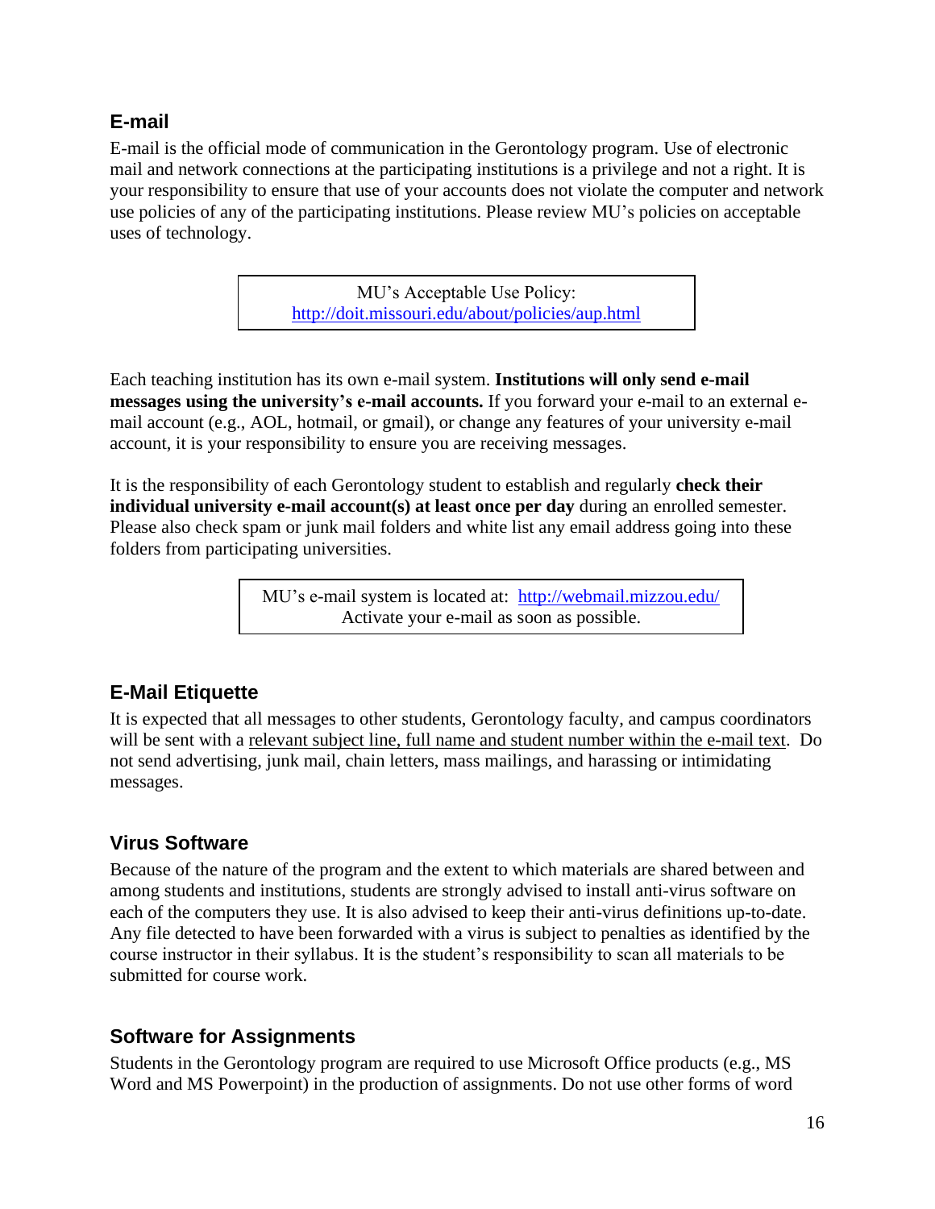## E-mail

E-mail is the official mode of communication in the Gerontology program. Use of electronic mail and network connections at the participating institutions is a privilege and not a right. It is your responsibility to ensure that use of your accounts does not violate the computer and network use policies of any of the participating institutions. Please review MU's policies on acceptable uses of technology.

> MU's Acceptable Use Policy:
> http://doit.missouri.edu/about/policies/aup.html

Each teaching institution has its own e-mail system. **Institutions will only send e-mail messages using the university's e-mail accounts.** If you forward your e-mail to an external e-mail account (e.g., AOL, hotmail, or gmail), or change any features of your university e-mail account, it is your responsibility to ensure you are receiving messages.

It is the responsibility of each Gerontology student to establish and regularly **check their individual university e-mail account(s) at least once per day** during an enrolled semester. Please also check spam or junk mail folders and white list any email address going into these folders from participating universities.

> MU's e-mail system is located at: http://webmail.mizzou.edu/
> Activate your e-mail as soon as possible.

## E-Mail Etiquette

It is expected that all messages to other students, Gerontology faculty, and campus coordinators will be sent with a relevant subject line, full name and student number within the e-mail text. Do not send advertising, junk mail, chain letters, mass mailings, and harassing or intimidating messages.

## Virus Software

Because of the nature of the program and the extent to which materials are shared between and among students and institutions, students are strongly advised to install anti-virus software on each of the computers they use. It is also advised to keep their anti-virus definitions up-to-date. Any file detected to have been forwarded with a virus is subject to penalties as identified by the course instructor in their syllabus. It is the student's responsibility to scan all materials to be submitted for course work.

## Software for Assignments

Students in the Gerontology program are required to use Microsoft Office products (e.g., MS Word and MS Powerpoint) in the production of assignments. Do not use other forms of word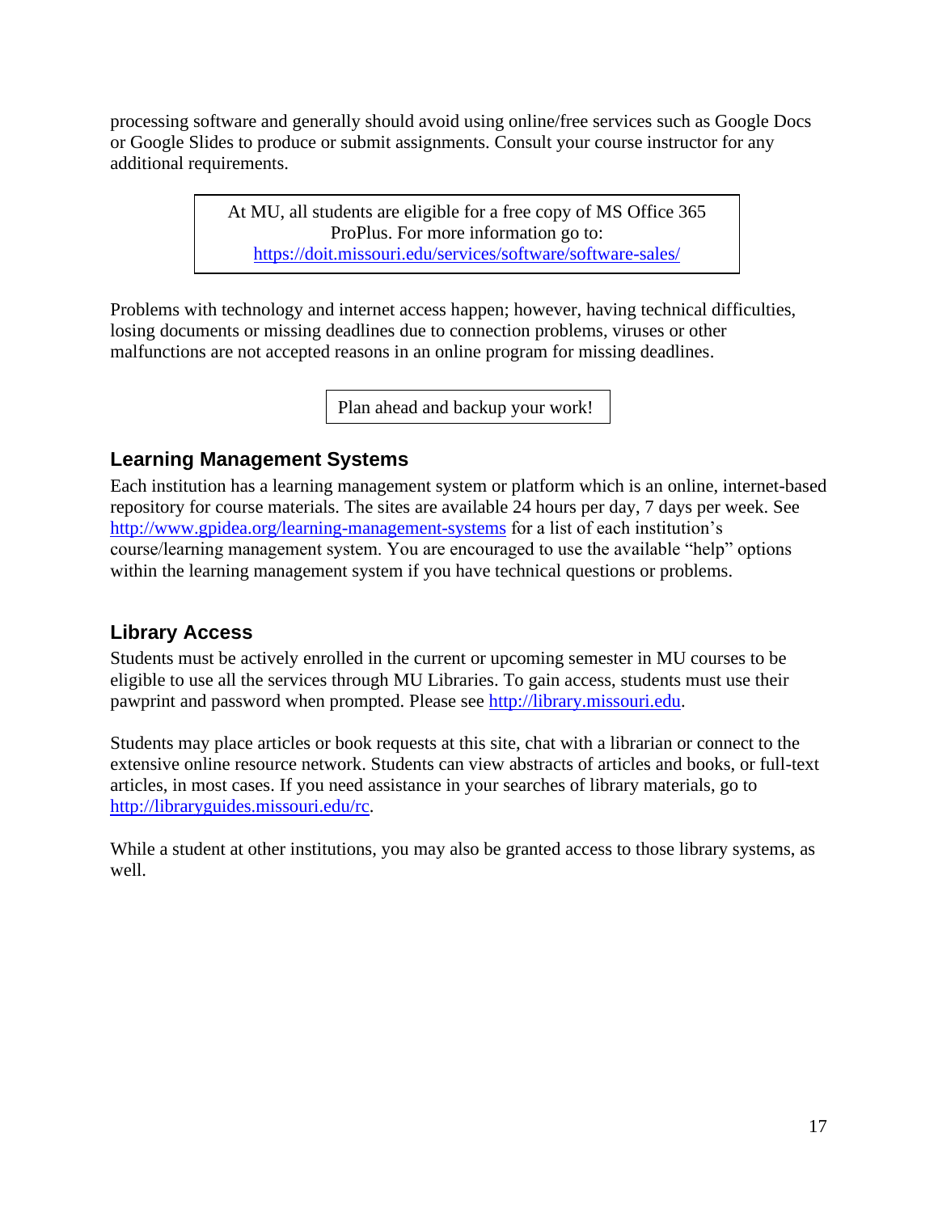processing software and generally should avoid using online/free services such as Google Docs or Google Slides to produce or submit assignments. Consult your course instructor for any additional requirements.

> At MU, all students are eligible for a free copy of MS Office 365 ProPlus. For more information go to: [https://doit.missouri.edu/services/software/software-sales/](https://doit.missouri.edu/services/software/software-sales/)

Problems with technology and internet access happen; however, having technical difficulties, losing documents or missing deadlines due to connection problems, viruses or other malfunctions are not accepted reasons in an online program for missing deadlines.

> Plan ahead and backup your work!

## Learning Management Systems

Each institution has a learning management system or platform which is an online, internet-based repository for course materials. The sites are available 24 hours per day, 7 days per week. See [http://www.gpidea.org/learning-management-systems](http://www.gpidea.org/learning-management-systems) for a list of each institution's course/learning management system. You are encouraged to use the available "help" options within the learning management system if you have technical questions or problems.

## Library Access

Students must be actively enrolled in the current or upcoming semester in MU courses to be eligible to use all the services through MU Libraries. To gain access, students must use their pawprint and password when prompted. Please see [http://library.missouri.edu](http://library.missouri.edu).

Students may place articles or book requests at this site, chat with a librarian or connect to the extensive online resource network. Students can view abstracts of articles and books, or full-text articles, in most cases. If you need assistance in your searches of library materials, go to [http://libraryguides.missouri.edu/rc](http://libraryguides.missouri.edu/rc).

While a student at other institutions, you may also be granted access to those library systems, as well.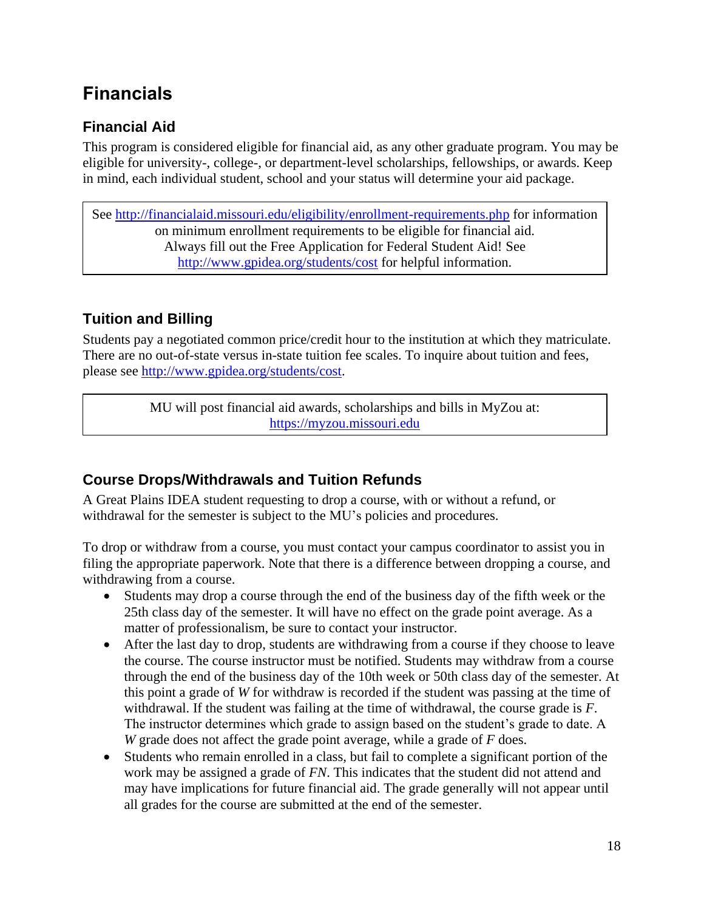# Financials

## Financial Aid

This program is considered eligible for financial aid, as any other graduate program. You may be eligible for university-, college-, or department-level scholarships, fellowships, or awards. Keep in mind, each individual student, school and your status will determine your aid package.

> See http://financialaid.missouri.edu/eligibility/enrollment-requirements.php for information on minimum enrollment requirements to be eligible for financial aid.
> Always fill out the Free Application for Federal Student Aid! See http://www.gpidea.org/students/cost for helpful information.

## Tuition and Billing

Students pay a negotiated common price/credit hour to the institution at which they matriculate. There are no out-of-state versus in-state tuition fee scales. To inquire about tuition and fees, please see http://www.gpidea.org/students/cost.

> MU will post financial aid awards, scholarships and bills in MyZou at: https://myzou.missouri.edu

## Course Drops/Withdrawals and Tuition Refunds

A Great Plains IDEA student requesting to drop a course, with or without a refund, or withdrawal for the semester is subject to the MU's policies and procedures.

To drop or withdraw from a course, you must contact your campus coordinator to assist you in filing the appropriate paperwork. Note that there is a difference between dropping a course, and withdrawing from a course.

- Students may drop a course through the end of the business day of the fifth week or the 25th class day of the semester. It will have no effect on the grade point average. As a matter of professionalism, be sure to contact your instructor.
- After the last day to drop, students are withdrawing from a course if they choose to leave the course. The course instructor must be notified. Students may withdraw from a course through the end of the business day of the 10th week or 50th class day of the semester. At this point a grade of *W* for withdraw is recorded if the student was passing at the time of withdrawal. If the student was failing at the time of withdrawal, the course grade is *F*. The instructor determines which grade to assign based on the student's grade to date. A *W* grade does not affect the grade point average, while a grade of *F* does.
- Students who remain enrolled in a class, but fail to complete a significant portion of the work may be assigned a grade of *FN*. This indicates that the student did not attend and may have implications for future financial aid. The grade generally will not appear until all grades for the course are submitted at the end of the semester.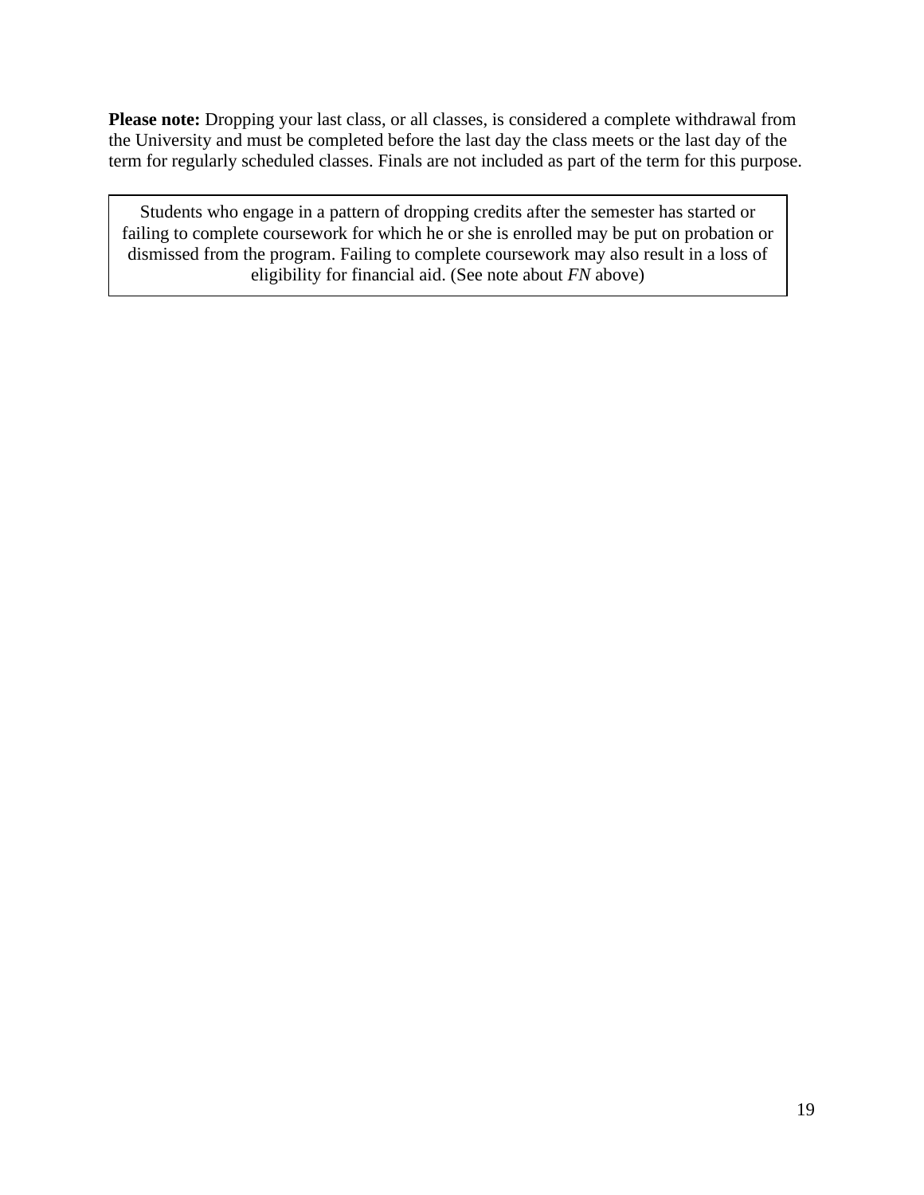**Please note:** Dropping your last class, or all classes, is considered a complete withdrawal from the University and must be completed before the last day the class meets or the last day of the term for regularly scheduled classes. Finals are not included as part of the term for this purpose.

> Students who engage in a pattern of dropping credits after the semester has started or failing to complete coursework for which he or she is enrolled may be put on probation or dismissed from the program. Failing to complete coursework may also result in a loss of eligibility for financial aid. (See note about *FN* above)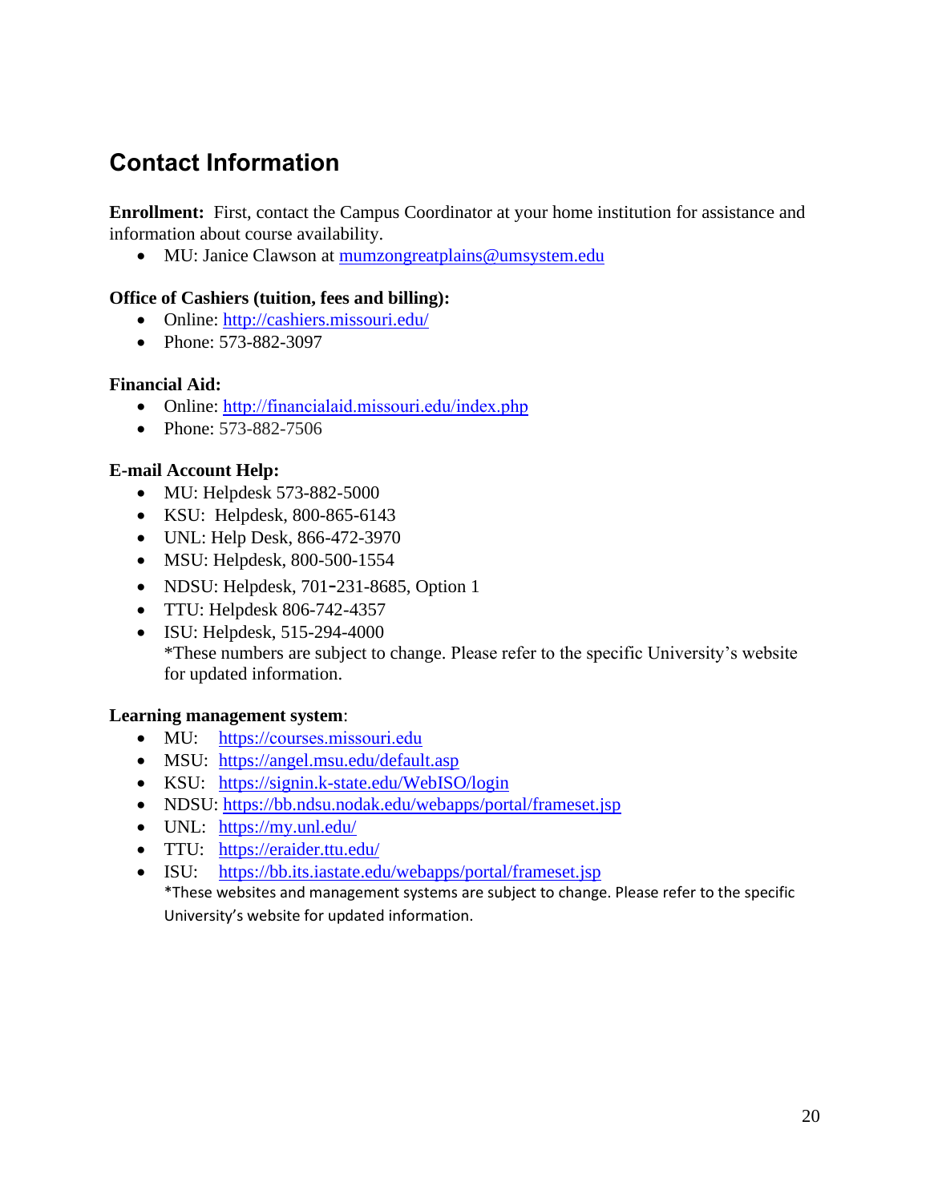## Contact Information

**Enrollment:** First, contact the Campus Coordinator at your home institution for assistance and information about course availability.

- MU: Janice Clawson at mumzongreatplains@umsystem.edu

**Office of Cashiers (tuition, fees and billing):**

- Online: http://cashiers.missouri.edu/
- Phone: 573-882-3097

**Financial Aid:**

- Online: http://financialaid.missouri.edu/index.php
- Phone: 573-882-7506

**E-mail Account Help:**

- MU: Helpdesk 573-882-5000
- KSU: Helpdesk, 800-865-6143
- UNL: Help Desk, 866-472-3970
- MSU: Helpdesk, 800-500-1554
- NDSU: Helpdesk, 701-231-8685, Option 1
- TTU: Helpdesk 806-742-4357
- ISU: Helpdesk, 515-294-4000
  *These numbers are subject to change. Please refer to the specific University's website for updated information.

**Learning management system**:

- MU: https://courses.missouri.edu
- MSU: https://angel.msu.edu/default.asp
- KSU: https://signin.k-state.edu/WebISO/login
- NDSU: https://bb.ndsu.nodak.edu/webapps/portal/frameset.jsp
- UNL: https://my.unl.edu/
- TTU: https://eraider.ttu.edu/
- ISU: https://bb.its.iastate.edu/webapps/portal/frameset.jsp
  *These websites and management systems are subject to change. Please refer to the specific University's website for updated information.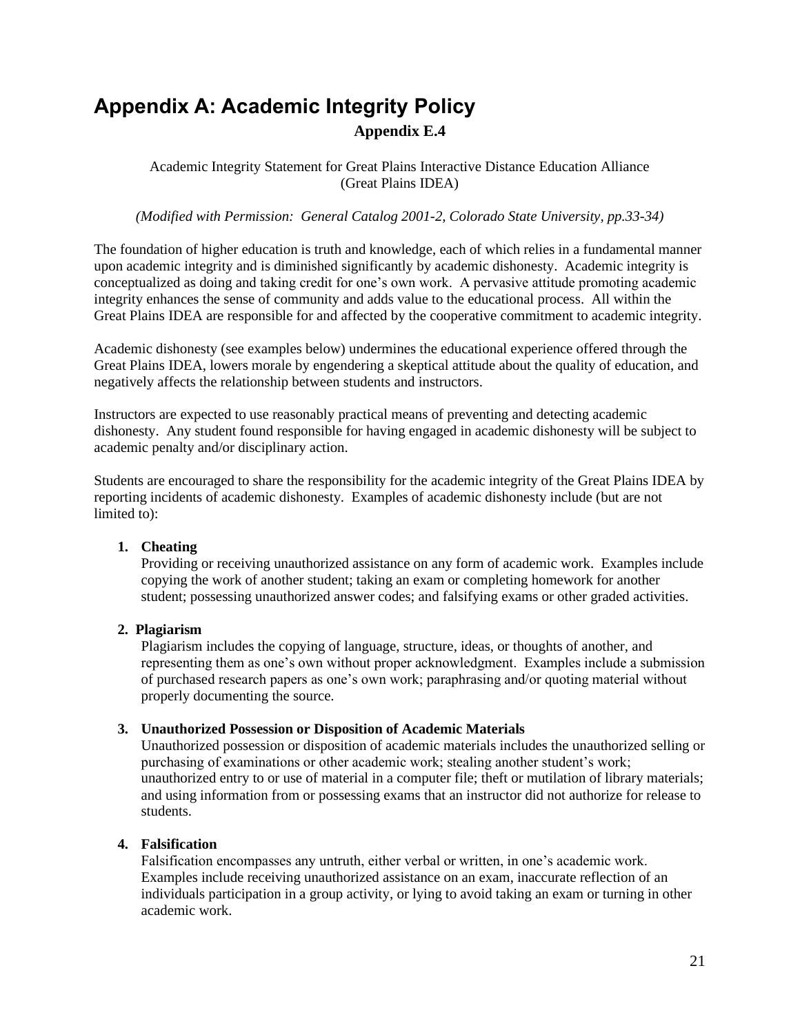# Appendix A: Academic Integrity Policy

**Appendix E.4**

Academic Integrity Statement for Great Plains Interactive Distance Education Alliance (Great Plains IDEA)

*(Modified with Permission: General Catalog 2001-2, Colorado State University, pp.33-34)*

The foundation of higher education is truth and knowledge, each of which relies in a fundamental manner upon academic integrity and is diminished significantly by academic dishonesty. Academic integrity is conceptualized as doing and taking credit for one's own work. A pervasive attitude promoting academic integrity enhances the sense of community and adds value to the educational process. All within the Great Plains IDEA are responsible for and affected by the cooperative commitment to academic integrity.

Academic dishonesty (see examples below) undermines the educational experience offered through the Great Plains IDEA, lowers morale by engendering a skeptical attitude about the quality of education, and negatively affects the relationship between students and instructors.

Instructors are expected to use reasonably practical means of preventing and detecting academic dishonesty. Any student found responsible for having engaged in academic dishonesty will be subject to academic penalty and/or disciplinary action.

Students are encouraged to share the responsibility for the academic integrity of the Great Plains IDEA by reporting incidents of academic dishonesty. Examples of academic dishonesty include (but are not limited to):

1. **Cheating**
   Providing or receiving unauthorized assistance on any form of academic work. Examples include copying the work of another student; taking an exam or completing homework for another student; possessing unauthorized answer codes; and falsifying exams or other graded activities.

2. **Plagiarism**
   Plagiarism includes the copying of language, structure, ideas, or thoughts of another, and representing them as one's own without proper acknowledgment. Examples include a submission of purchased research papers as one's own work; paraphrasing and/or quoting material without properly documenting the source.

3. **Unauthorized Possession or Disposition of Academic Materials**
   Unauthorized possession or disposition of academic materials includes the unauthorized selling or purchasing of examinations or other academic work; stealing another student's work; unauthorized entry to or use of material in a computer file; theft or mutilation of library materials; and using information from or possessing exams that an instructor did not authorize for release to students.

4. **Falsification**
   Falsification encompasses any untruth, either verbal or written, in one's academic work. Examples include receiving unauthorized assistance on an exam, inaccurate reflection of an individuals participation in a group activity, or lying to avoid taking an exam or turning in other academic work.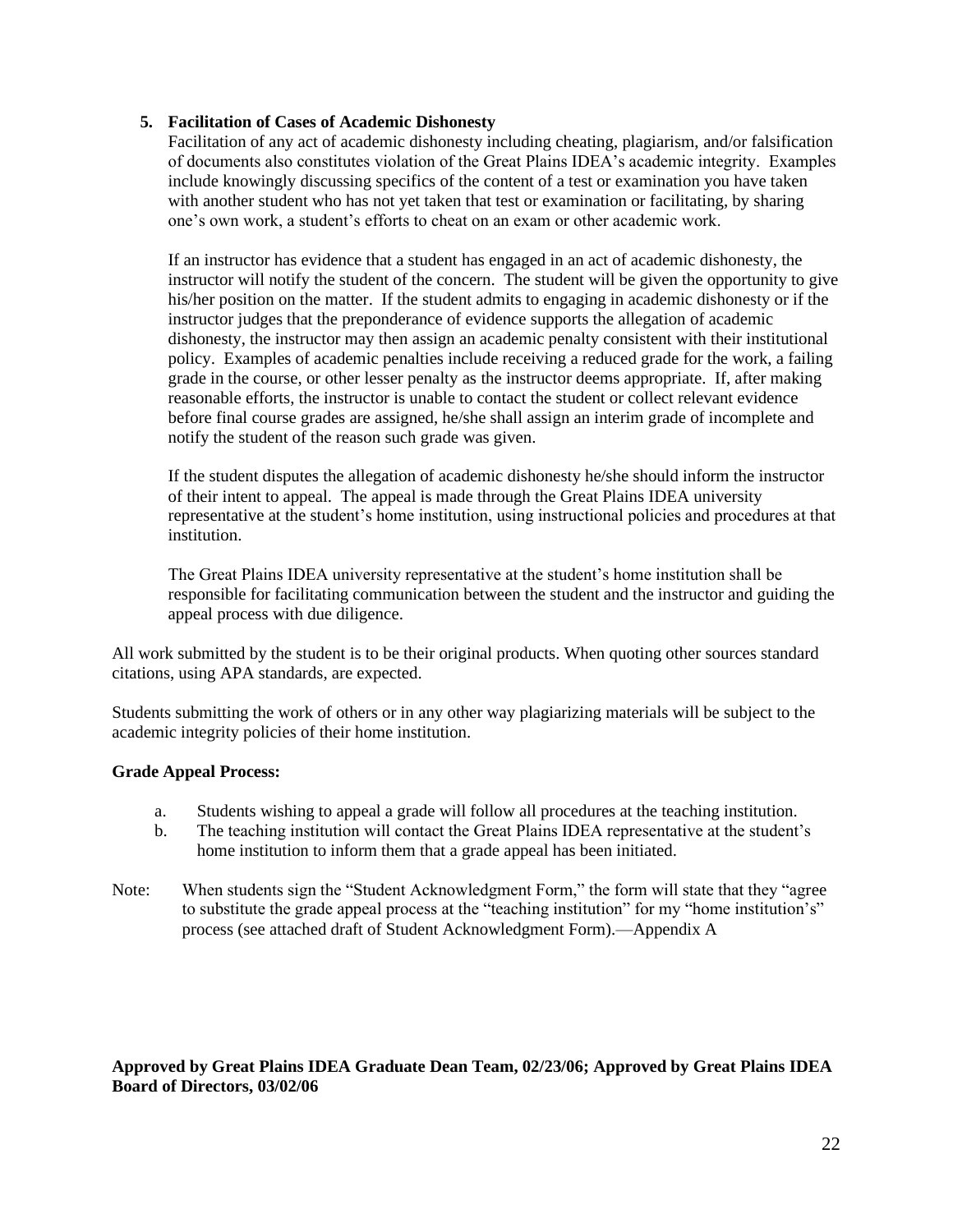5. **Facilitation of Cases of Academic Dishonesty**

   Facilitation of any act of academic dishonesty including cheating, plagiarism, and/or falsification of documents also constitutes violation of the Great Plains IDEA's academic integrity. Examples include knowingly discussing specifics of the content of a test or examination you have taken with another student who has not yet taken that test or examination or facilitating, by sharing one's own work, a student's efforts to cheat on an exam or other academic work.

   If an instructor has evidence that a student has engaged in an act of academic dishonesty, the instructor will notify the student of the concern. The student will be given the opportunity to give his/her position on the matter. If the student admits to engaging in academic dishonesty or if the instructor judges that the preponderance of evidence supports the allegation of academic dishonesty, the instructor may then assign an academic penalty consistent with their institutional policy. Examples of academic penalties include receiving a reduced grade for the work, a failing grade in the course, or other lesser penalty as the instructor deems appropriate. If, after making reasonable efforts, the instructor is unable to contact the student or collect relevant evidence before final course grades are assigned, he/she shall assign an interim grade of incomplete and notify the student of the reason such grade was given.

   If the student disputes the allegation of academic dishonesty he/she should inform the instructor of their intent to appeal. The appeal is made through the Great Plains IDEA university representative at the student's home institution, using instructional policies and procedures at that institution.

   The Great Plains IDEA university representative at the student's home institution shall be responsible for facilitating communication between the student and the instructor and guiding the appeal process with due diligence.

All work submitted by the student is to be their original products. When quoting other sources standard citations, using APA standards, are expected.

Students submitting the work of others or in any other way plagiarizing materials will be subject to the academic integrity policies of their home institution.

**Grade Appeal Process:**

a. Students wishing to appeal a grade will follow all procedures at the teaching institution.
b. The teaching institution will contact the Great Plains IDEA representative at the student's home institution to inform them that a grade appeal has been initiated.

Note: When students sign the "Student Acknowledgment Form," the form will state that they "agree to substitute the grade appeal process at the "teaching institution" for my "home institution's" process (see attached draft of Student Acknowledgment Form).—Appendix A

**Approved by Great Plains IDEA Graduate Dean Team, 02/23/06; Approved by Great Plains IDEA Board of Directors, 03/02/06**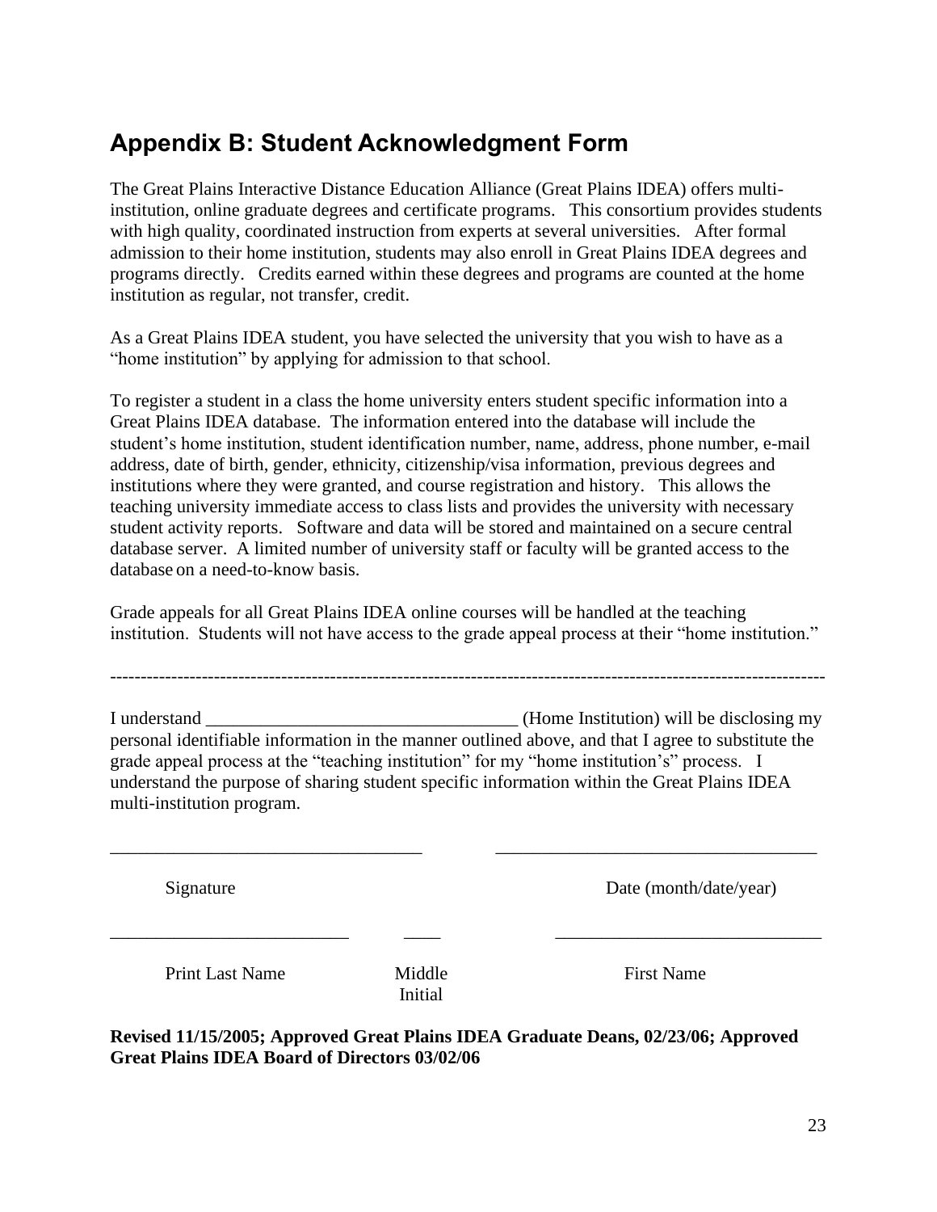## Appendix B: Student Acknowledgment Form

The Great Plains Interactive Distance Education Alliance (Great Plains IDEA) offers multi-institution, online graduate degrees and certificate programs. This consortium provides students with high quality, coordinated instruction from experts at several universities. After formal admission to their home institution, students may also enroll in Great Plains IDEA degrees and programs directly. Credits earned within these degrees and programs are counted at the home institution as regular, not transfer, credit.

As a Great Plains IDEA student, you have selected the university that you wish to have as a "home institution" by applying for admission to that school.

To register a student in a class the home university enters student specific information into a Great Plains IDEA database. The information entered into the database will include the student's home institution, student identification number, name, address, phone number, e-mail address, date of birth, gender, ethnicity, citizenship/visa information, previous degrees and institutions where they were granted, and course registration and history. This allows the teaching university immediate access to class lists and provides the university with necessary student activity reports. Software and data will be stored and maintained on a secure central database server. A limited number of university staff or faculty will be granted access to the database on a need-to-know basis.

Grade appeals for all Great Plains IDEA online courses will be handled at the teaching institution. Students will not have access to the grade appeal process at their "home institution."

---

I understand ________________________________ (Home Institution) will be disclosing my personal identifiable information in the manner outlined above, and that I agree to substitute the grade appeal process at the "teaching institution" for my "home institution's" process. I understand the purpose of sharing student specific information within the Great Plains IDEA multi-institution program.

________________________________ ________________________________

Signature Date (month/date/year)

________________________ ____ ____________________________

Print Last Name Middle Initial First Name

**Revised 11/15/2005; Approved Great Plains IDEA Graduate Deans, 02/23/06; Approved Great Plains IDEA Board of Directors 03/02/06**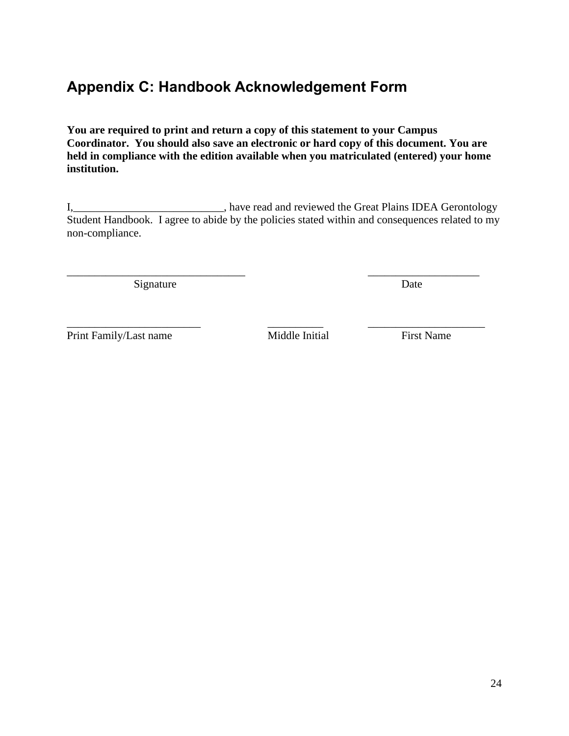## Appendix C: Handbook Acknowledgement Form

**You are required to print and return a copy of this statement to your Campus Coordinator. You should also save an electronic or hard copy of this document. You are held in compliance with the edition available when you matriculated (entered) your home institution.**

I,___________________________, have read and reviewed the Great Plains IDEA Gerontology Student Handbook. I agree to abide by the policies stated within and consequences related to my non-compliance.

________________________________ ____________________
Signature Date

________________________ __________ _____________________
Print Family/Last name Middle Initial First Name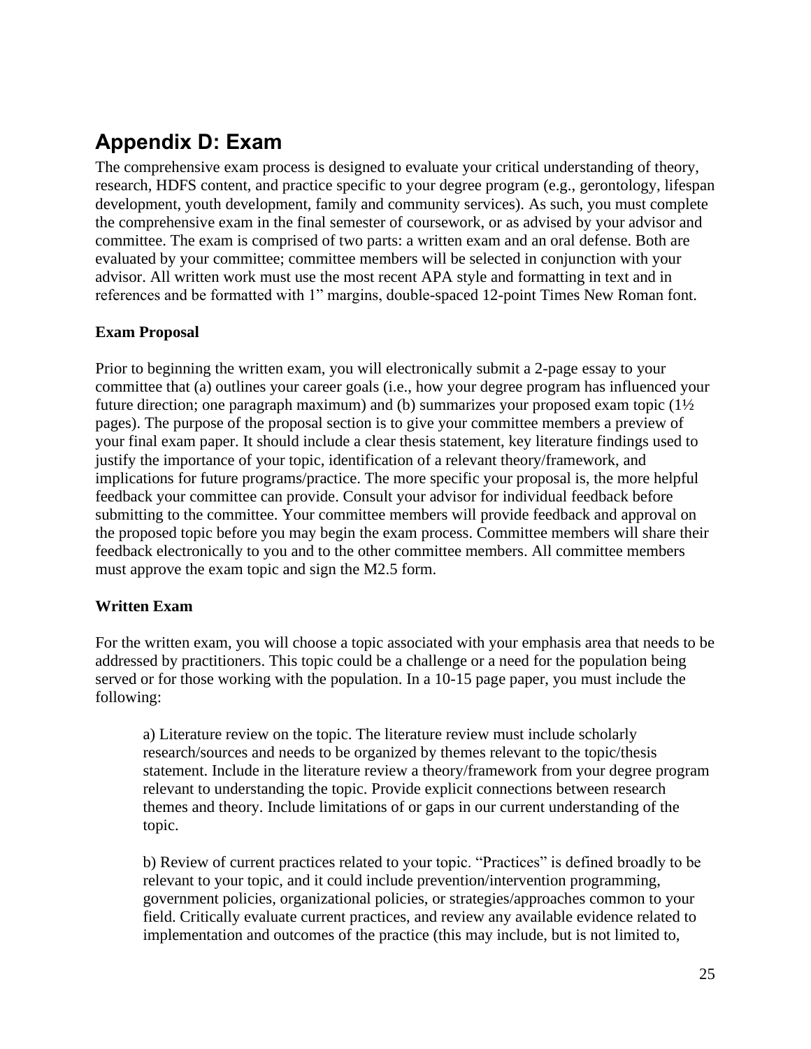# Appendix D: Exam

The comprehensive exam process is designed to evaluate your critical understanding of theory, research, HDFS content, and practice specific to your degree program (e.g., gerontology, lifespan development, youth development, family and community services). As such, you must complete the comprehensive exam in the final semester of coursework, or as advised by your advisor and committee. The exam is comprised of two parts: a written exam and an oral defense. Both are evaluated by your committee; committee members will be selected in conjunction with your advisor. All written work must use the most recent APA style and formatting in text and in references and be formatted with 1" margins, double-spaced 12-point Times New Roman font.

**Exam Proposal**

Prior to beginning the written exam, you will electronically submit a 2-page essay to your committee that (a) outlines your career goals (i.e., how your degree program has influenced your future direction; one paragraph maximum) and (b) summarizes your proposed exam topic (1½ pages). The purpose of the proposal section is to give your committee members a preview of your final exam paper. It should include a clear thesis statement, key literature findings used to justify the importance of your topic, identification of a relevant theory/framework, and implications for future programs/practice. The more specific your proposal is, the more helpful feedback your committee can provide. Consult your advisor for individual feedback before submitting to the committee. Your committee members will provide feedback and approval on the proposed topic before you may begin the exam process. Committee members will share their feedback electronically to you and to the other committee members. All committee members must approve the exam topic and sign the M2.5 form.

**Written Exam**

For the written exam, you will choose a topic associated with your emphasis area that needs to be addressed by practitioners. This topic could be a challenge or a need for the population being served or for those working with the population. In a 10-15 page paper, you must include the following:

> a) Literature review on the topic. The literature review must include scholarly research/sources and needs to be organized by themes relevant to the topic/thesis statement. Include in the literature review a theory/framework from your degree program relevant to understanding the topic. Provide explicit connections between research themes and theory. Include limitations of or gaps in our current understanding of the topic.
>
> b) Review of current practices related to your topic. "Practices" is defined broadly to be relevant to your topic, and it could include prevention/intervention programming, government policies, organizational policies, or strategies/approaches common to your field. Critically evaluate current practices, and review any available evidence related to implementation and outcomes of the practice (this may include, but is not limited to,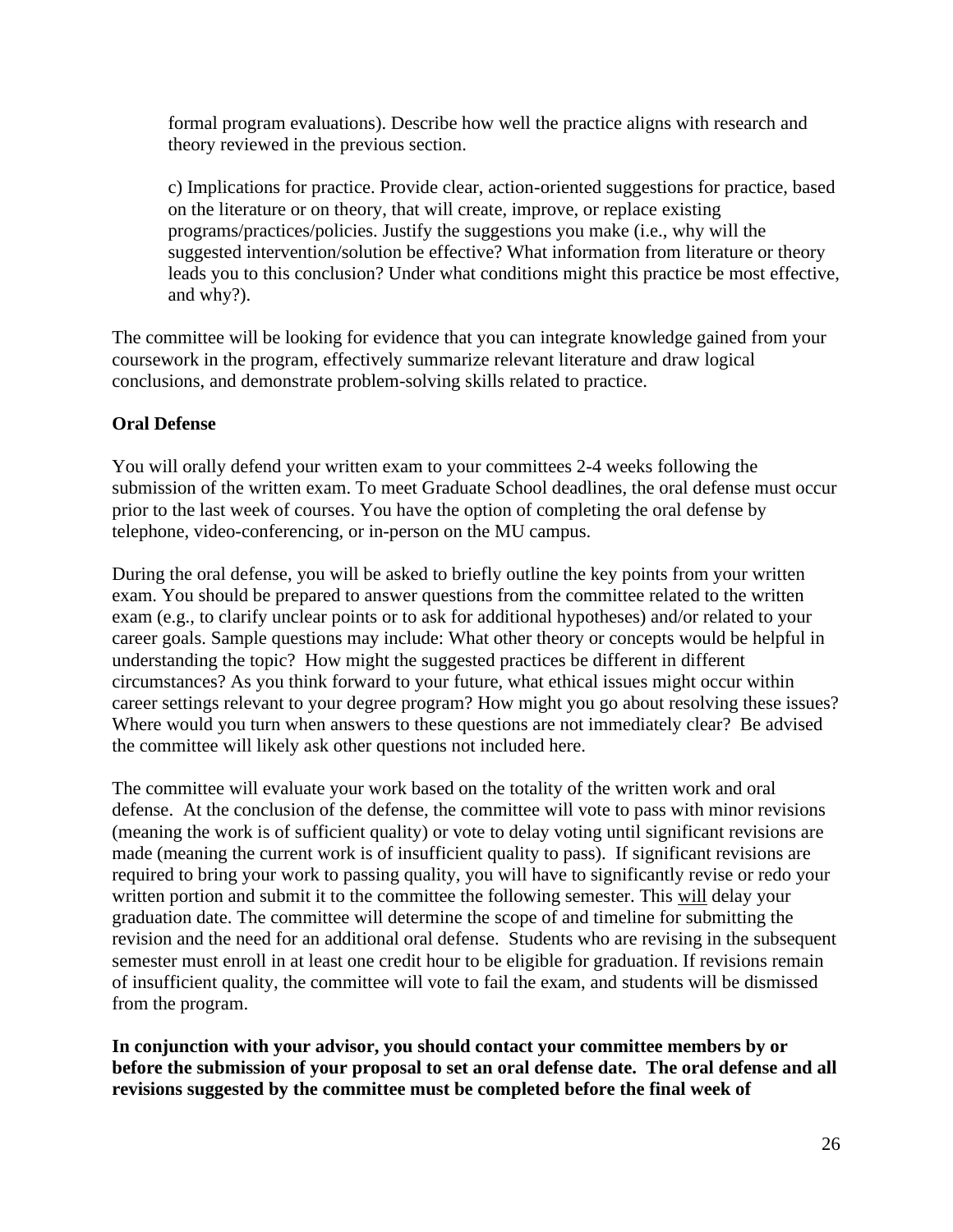formal program evaluations). Describe how well the practice aligns with research and theory reviewed in the previous section.

c) Implications for practice. Provide clear, action-oriented suggestions for practice, based on the literature or on theory, that will create, improve, or replace existing programs/practices/policies. Justify the suggestions you make (i.e., why will the suggested intervention/solution be effective? What information from literature or theory leads you to this conclusion? Under what conditions might this practice be most effective, and why?).

The committee will be looking for evidence that you can integrate knowledge gained from your coursework in the program, effectively summarize relevant literature and draw logical conclusions, and demonstrate problem-solving skills related to practice.

**Oral Defense**

You will orally defend your written exam to your committees 2-4 weeks following the submission of the written exam. To meet Graduate School deadlines, the oral defense must occur prior to the last week of courses. You have the option of completing the oral defense by telephone, video-conferencing, or in-person on the MU campus.

During the oral defense, you will be asked to briefly outline the key points from your written exam. You should be prepared to answer questions from the committee related to the written exam (e.g., to clarify unclear points or to ask for additional hypotheses) and/or related to your career goals. Sample questions may include: What other theory or concepts would be helpful in understanding the topic? How might the suggested practices be different in different circumstances? As you think forward to your future, what ethical issues might occur within career settings relevant to your degree program? How might you go about resolving these issues? Where would you turn when answers to these questions are not immediately clear? Be advised the committee will likely ask other questions not included here.

The committee will evaluate your work based on the totality of the written work and oral defense. At the conclusion of the defense, the committee will vote to pass with minor revisions (meaning the work is of sufficient quality) or vote to delay voting until significant revisions are made (meaning the current work is of insufficient quality to pass). If significant revisions are required to bring your work to passing quality, you will have to significantly revise or redo your written portion and submit it to the committee the following semester. This <u>will</u> delay your graduation date. The committee will determine the scope of and timeline for submitting the revision and the need for an additional oral defense. Students who are revising in the subsequent semester must enroll in at least one credit hour to be eligible for graduation. If revisions remain of insufficient quality, the committee will vote to fail the exam, and students will be dismissed from the program.

**In conjunction with your advisor, you should contact your committee members by or before the submission of your proposal to set an oral defense date. The oral defense and all revisions suggested by the committee must be completed before the final week of**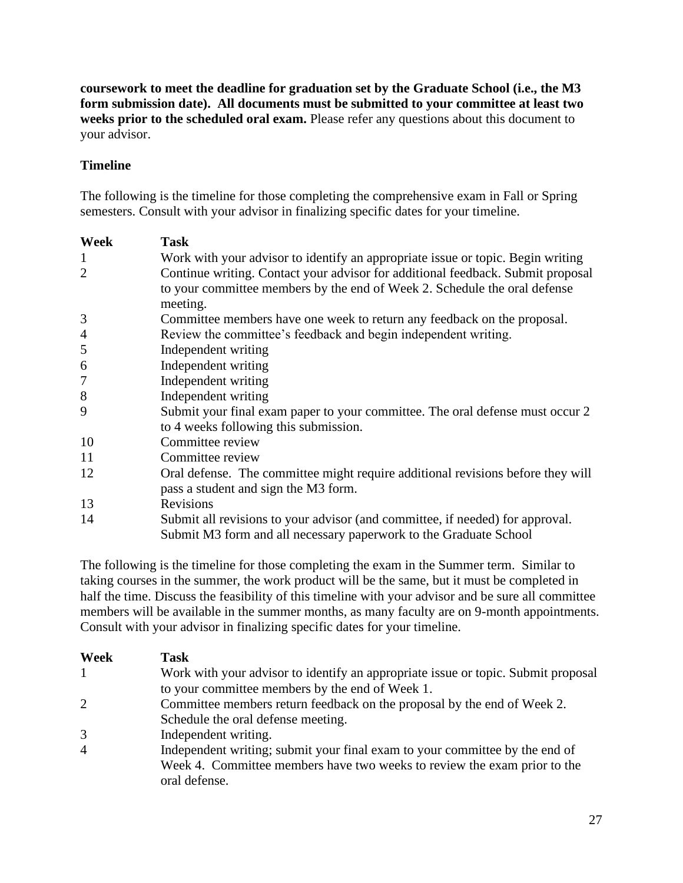**coursework to meet the deadline for graduation set by the Graduate School (i.e., the M3 form submission date). All documents must be submitted to your committee at least two weeks prior to the scheduled oral exam.** Please refer any questions about this document to your advisor.

**Timeline**

The following is the timeline for those completing the comprehensive exam in Fall or Spring semesters. Consult with your advisor in finalizing specific dates for your timeline.

| **Week** | **Task** |
|---|---|
| 1 | Work with your advisor to identify an appropriate issue or topic. Begin writing |
| 2 | Continue writing. Contact your advisor for additional feedback. Submit proposal to your committee members by the end of Week 2. Schedule the oral defense meeting. |
| 3 | Committee members have one week to return any feedback on the proposal. |
| 4 | Review the committee's feedback and begin independent writing. |
| 5 | Independent writing |
| 6 | Independent writing |
| 7 | Independent writing |
| 8 | Independent writing |
| 9 | Submit your final exam paper to your committee. The oral defense must occur 2 to 4 weeks following this submission. |
| 10 | Committee review |
| 11 | Committee review |
| 12 | Oral defense. The committee might require additional revisions before they will pass a student and sign the M3 form. |
| 13 | Revisions |
| 14 | Submit all revisions to your advisor (and committee, if needed) for approval. Submit M3 form and all necessary paperwork to the Graduate School |

The following is the timeline for those completing the exam in the Summer term. Similar to taking courses in the summer, the work product will be the same, but it must be completed in half the time. Discuss the feasibility of this timeline with your advisor and be sure all committee members will be available in the summer months, as many faculty are on 9-month appointments. Consult with your advisor in finalizing specific dates for your timeline.

| **Week** | **Task** |
|---|---|
| 1 | Work with your advisor to identify an appropriate issue or topic. Submit proposal to your committee members by the end of Week 1. |
| 2 | Committee members return feedback on the proposal by the end of Week 2. Schedule the oral defense meeting. |
| 3 | Independent writing. |
| 4 | Independent writing; submit your final exam to your committee by the end of Week 4. Committee members have two weeks to review the exam prior to the oral defense. |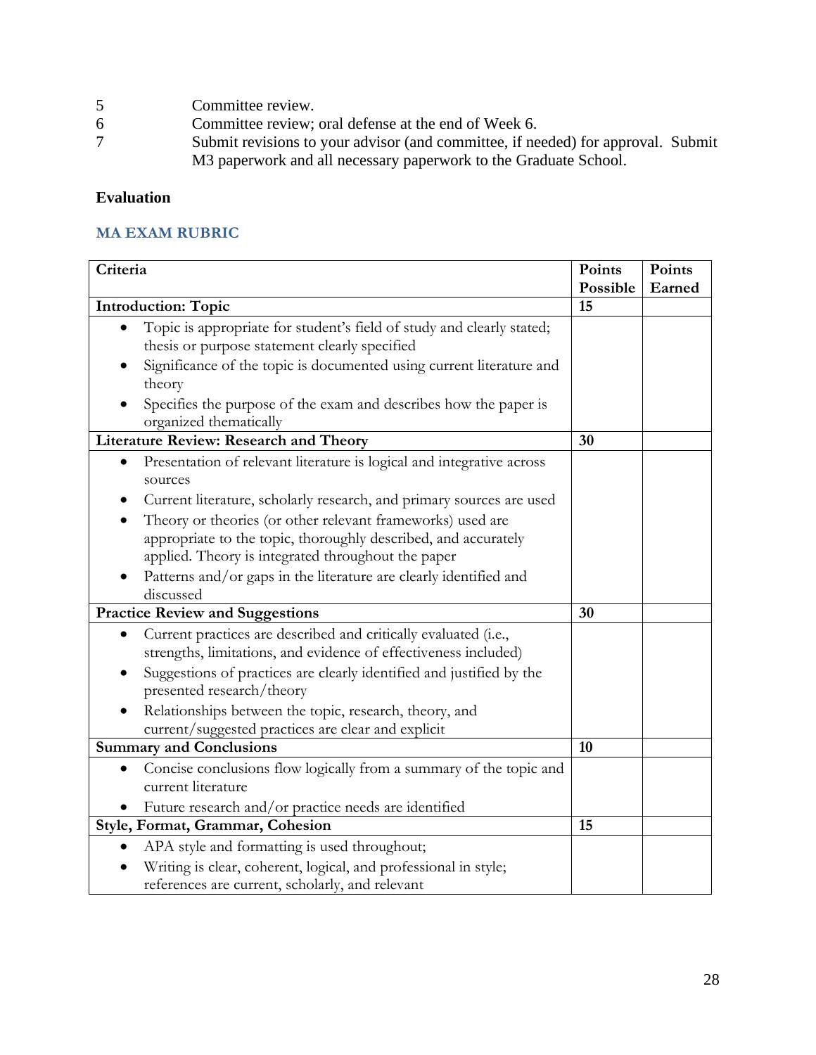5 Committee review.

6 Committee review; oral defense at the end of Week 6.

7 Submit revisions to your advisor (and committee, if needed) for approval. Submit M3 paperwork and all necessary paperwork to the Graduate School.

**Evaluation**

### MA EXAM RUBRIC

| Criteria | Points Possible | Points Earned |
|---|---|---|
| **Introduction: Topic** | **15** | |
| • Topic is appropriate for student's field of study and clearly stated; thesis or purpose statement clearly specified<br>• Significance of the topic is documented using current literature and theory<br>• Specifies the purpose of the exam and describes how the paper is organized thematically | | |
| **Literature Review: Research and Theory** | **30** | |
| • Presentation of relevant literature is logical and integrative across sources<br>• Current literature, scholarly research, and primary sources are used<br>• Theory or theories (or other relevant frameworks) used are appropriate to the topic, thoroughly described, and accurately applied. Theory is integrated throughout the paper<br>• Patterns and/or gaps in the literature are clearly identified and discussed | | |
| **Practice Review and Suggestions** | **30** | |
| • Current practices are described and critically evaluated (i.e., strengths, limitations, and evidence of effectiveness included)<br>• Suggestions of practices are clearly identified and justified by the presented research/theory<br>• Relationships between the topic, research, theory, and current/suggested practices are clear and explicit | | |
| **Summary and Conclusions** | **10** | |
| • Concise conclusions flow logically from a summary of the topic and current literature<br>• Future research and/or practice needs are identified | | |
| **Style, Format, Grammar, Cohesion** | **15** | |
| • APA style and formatting is used throughout;<br>• Writing is clear, coherent, logical, and professional in style; references are current, scholarly, and relevant | | |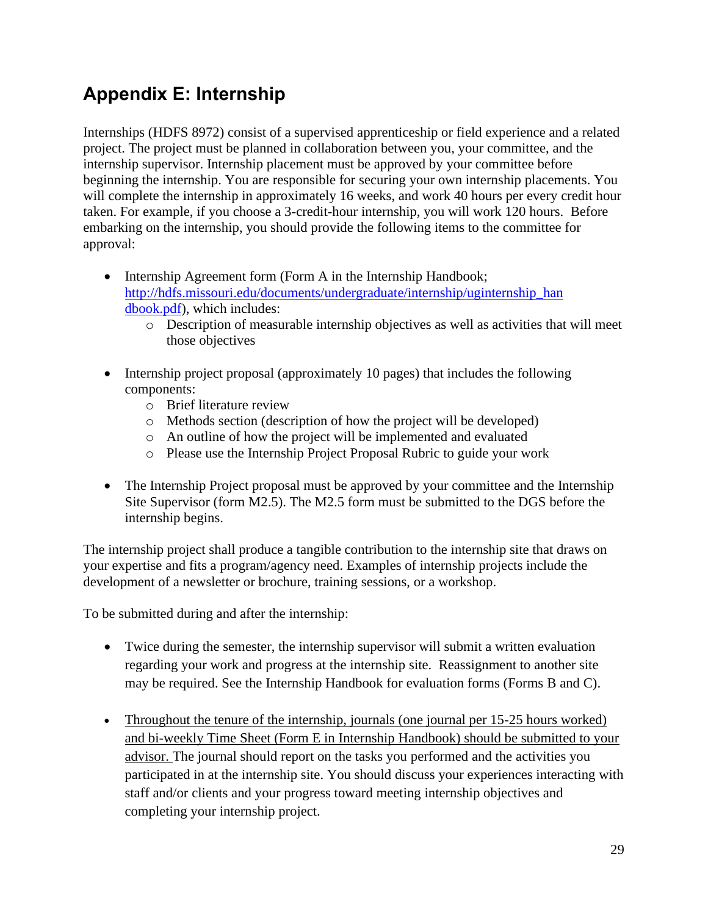# Appendix E: Internship

Internships (HDFS 8972) consist of a supervised apprenticeship or field experience and a related project. The project must be planned in collaboration between you, your committee, and the internship supervisor. Internship placement must be approved by your committee before beginning the internship. You are responsible for securing your own internship placements. You will complete the internship in approximately 16 weeks, and work 40 hours per every credit hour taken. For example, if you choose a 3-credit-hour internship, you will work 120 hours. Before embarking on the internship, you should provide the following items to the committee for approval:

- Internship Agreement form (Form A in the Internship Handbook; [http://hdfs.missouri.edu/documents/undergraduate/internship/uginternship_handbook.pdf](http://hdfs.missouri.edu/documents/undergraduate/internship/uginternship_handbook.pdf)), which includes:
  - Description of measurable internship objectives as well as activities that will meet those objectives

- Internship project proposal (approximately 10 pages) that includes the following components:
  - Brief literature review
  - Methods section (description of how the project will be developed)
  - An outline of how the project will be implemented and evaluated
  - Please use the Internship Project Proposal Rubric to guide your work

- The Internship Project proposal must be approved by your committee and the Internship Site Supervisor (form M2.5). The M2.5 form must be submitted to the DGS before the internship begins.

The internship project shall produce a tangible contribution to the internship site that draws on your expertise and fits a program/agency need. Examples of internship projects include the development of a newsletter or brochure, training sessions, or a workshop.

To be submitted during and after the internship:

- Twice during the semester, the internship supervisor will submit a written evaluation regarding your work and progress at the internship site. Reassignment to another site may be required. See the Internship Handbook for evaluation forms (Forms B and C).

- <u>Throughout the tenure of the internship, journals (one journal per 15-25 hours worked) and bi-weekly Time Sheet (Form E in Internship Handbook) should be submitted to your advisor.</u> The journal should report on the tasks you performed and the activities you participated in at the internship site. You should discuss your experiences interacting with staff and/or clients and your progress toward meeting internship objectives and completing your internship project.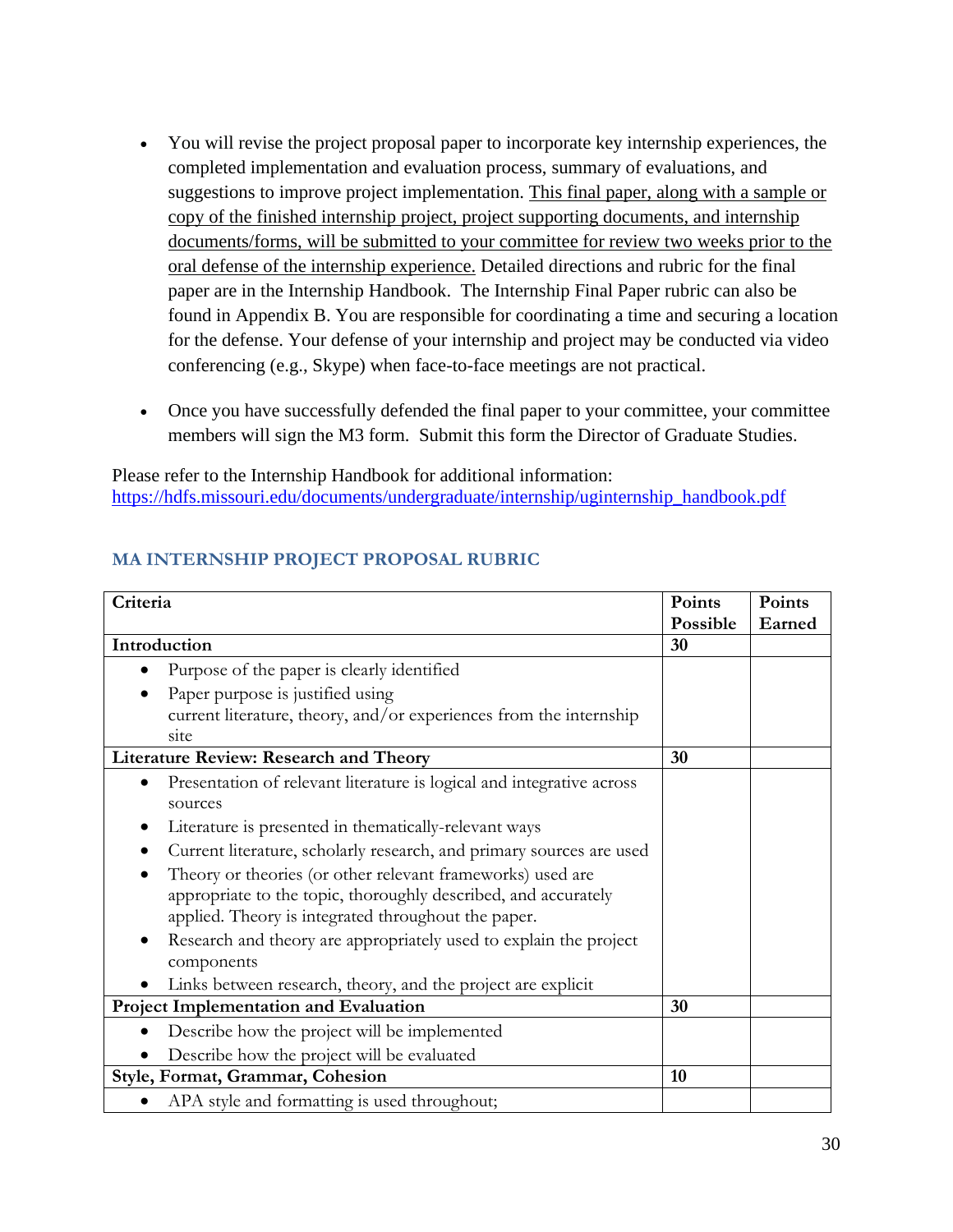- You will revise the project proposal paper to incorporate key internship experiences, the completed implementation and evaluation process, summary of evaluations, and suggestions to improve project implementation. <u>This final paper, along with a sample or copy of the finished internship project, project supporting documents, and internship documents/forms, will be submitted to your committee for review two weeks prior to the oral defense of the internship experience.</u> Detailed directions and rubric for the final paper are in the Internship Handbook. The Internship Final Paper rubric can also be found in Appendix B. You are responsible for coordinating a time and securing a location for the defense. Your defense of your internship and project may be conducted via video conferencing (e.g., Skype) when face-to-face meetings are not practical.

- Once you have successfully defended the final paper to your committee, your committee members will sign the M3 form. Submit this form the Director of Graduate Studies.

Please refer to the Internship Handbook for additional information: [https://hdfs.missouri.edu/documents/undergraduate/internship/uginternship_handbook.pdf](https://hdfs.missouri.edu/documents/undergraduate/internship/uginternship_handbook.pdf)

## MA INTERNSHIP PROJECT PROPOSAL RUBRIC

| Criteria | Points Possible | Points Earned |
|---|---|---|
| **Introduction** | **30** | |
| • Purpose of the paper is clearly identified<br>• Paper purpose is justified using current literature, theory, and/or experiences from the internship site | | |
| **Literature Review: Research and Theory** | **30** | |
| • Presentation of relevant literature is logical and integrative across sources<br>• Literature is presented in thematically-relevant ways<br>• Current literature, scholarly research, and primary sources are used<br>• Theory or theories (or other relevant frameworks) used are appropriate to the topic, thoroughly described, and accurately applied. Theory is integrated throughout the paper.<br>• Research and theory are appropriately used to explain the project components<br>• Links between research, theory, and the project are explicit | | |
| **Project Implementation and Evaluation** | **30** | |
| • Describe how the project will be implemented<br>• Describe how the project will be evaluated | | |
| **Style, Format, Grammar, Cohesion** | **10** | |
| • APA style and formatting is used throughout; | | |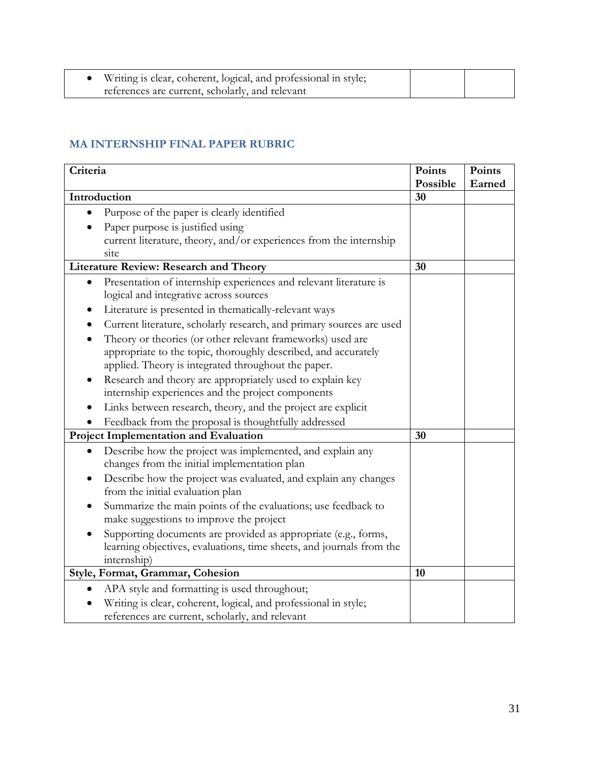| | | |
|---|---|---|
| • Writing is clear, coherent, logical, and professional in style; references are current, scholarly, and relevant | | |

## MA INTERNSHIP FINAL PAPER RUBRIC

| Criteria | Points Possible | Points Earned |
|---|---|---|
| **Introduction** | **30** | |
| • Purpose of the paper is clearly identified<br>• Paper purpose is justified using current literature, theory, and/or experiences from the internship site | | |
| **Literature Review: Research and Theory** | **30** | |
| • Presentation of internship experiences and relevant literature is logical and integrative across sources<br>• Literature is presented in thematically-relevant ways<br>• Current literature, scholarly research, and primary sources are used<br>• Theory or theories (or other relevant frameworks) used are appropriate to the topic, thoroughly described, and accurately applied. Theory is integrated throughout the paper.<br>• Research and theory are appropriately used to explain key internship experiences and the project components<br>• Links between research, theory, and the project are explicit<br>• Feedback from the proposal is thoughtfully addressed | | |
| **Project Implementation and Evaluation** | **30** | |
| • Describe how the project was implemented, and explain any changes from the initial implementation plan<br>• Describe how the project was evaluated, and explain any changes from the initial evaluation plan<br>• Summarize the main points of the evaluations; use feedback to make suggestions to improve the project<br>• Supporting documents are provided as appropriate (e.g., forms, learning objectives, evaluations, time sheets, and journals from the internship) | | |
| **Style, Format, Grammar, Cohesion** | **10** | |
| • APA style and formatting is used throughout;<br>• Writing is clear, coherent, logical, and professional in style; references are current, scholarly, and relevant | | |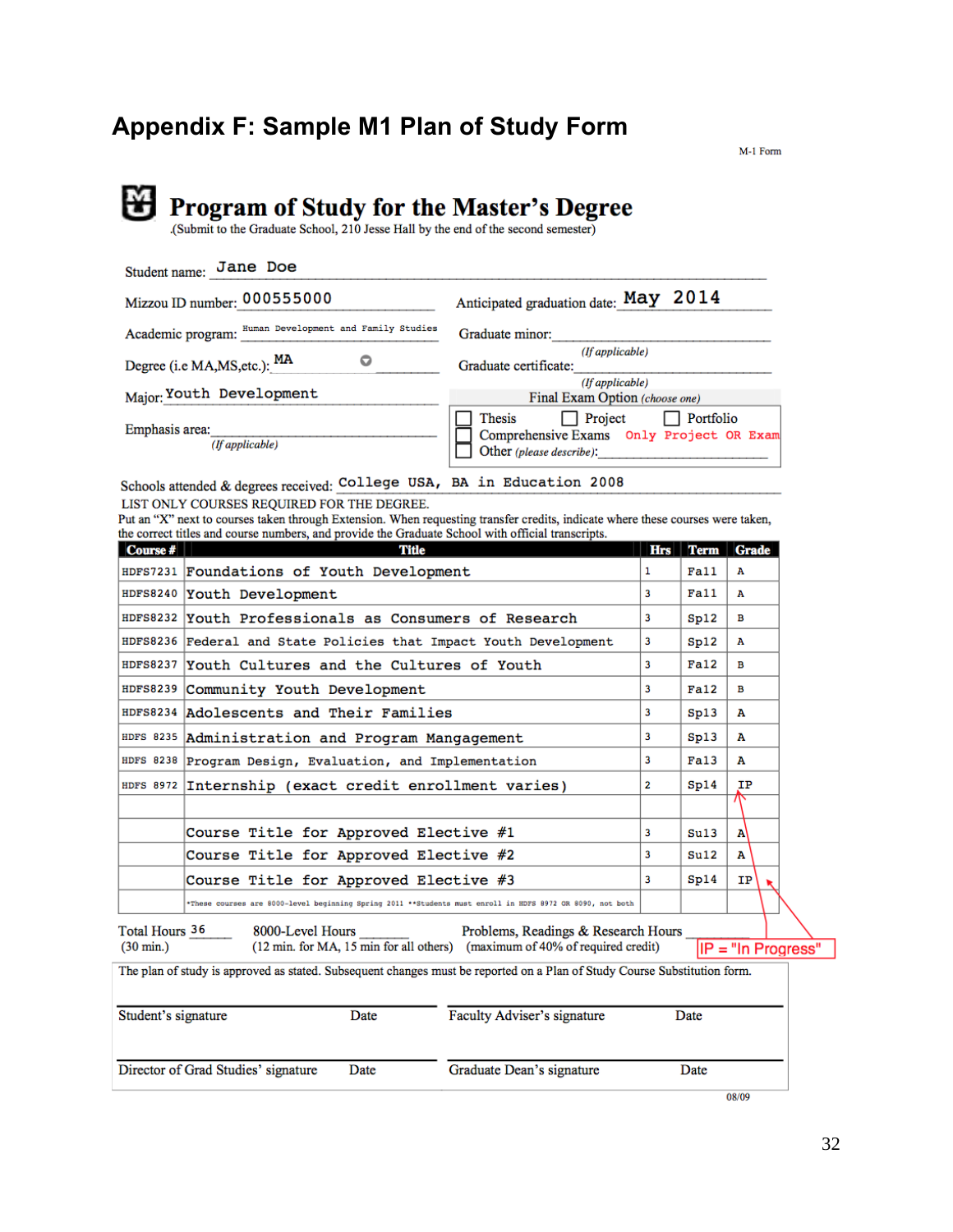# Appendix F: Sample M1 Plan of Study Form

M-1 Form

## Program of Study for the Master's Degree

(Submit to the Graduate School, 210 Jesse Hall by the end of the second semester)

Student name: Jane Doe

Mizzou ID number: 000555000

Anticipated graduation date: May 2014

Academic program: Human Development and Family Studies

Graduate minor: ________________ *(If applicable)*

Degree (i.e MA,MS,etc.): MA

Graduate certificate: ________________ *(If applicable)*

Major: Youth Development

Final Exam Option *(choose one)*

- ☐ Thesis ☐ Project ☐ Portfolio
- ☐ Comprehensive Exams Only Project OR Exam
- ☐ Other *(please describe)*: ________________

Emphasis area: ________________ *(If applicable)*

Schools attended & degrees received: College USA, BA in Education 2008

LIST ONLY COURSES REQUIRED FOR THE DEGREE.

Put an "X" next to courses taken through Extension. When requesting transfer credits, indicate where these courses were taken, the correct titles and course numbers, and provide the Graduate School with official transcripts.

| Course # | Title | Hrs | Term | Grade |
|---|---|---|---|---|
| HDFS7231 | Foundations of Youth Development | 1 | Fall | A |
| HDFS8240 | Youth Development | 3 | Fall | A |
| HDFS8232 | Youth Professionals as Consumers of Research | 3 | Sp12 | B |
| HDFS8236 | Federal and State Policies that Impact Youth Development | 3 | Sp12 | A |
| HDFS8237 | Youth Cultures and the Cultures of Youth | 3 | Fa12 | B |
| HDFS8239 | Community Youth Development | 3 | Fa12 | B |
| HDFS8234 | Adolescents and Their Families | 3 | Sp13 | A |
| HDFS 8235 | Administration and Program Mangagement | 3 | Sp13 | A |
| HDFS 8238 | Program Design, Evaluation, and Implementation | 3 | Fa13 | A |
| HDFS 8972 | Internship (exact credit enrollment varies) | 2 | Sp14 | IP |
| | | | | |
| | Course Title for Approved Elective #1 | 3 | Su13 | A |
| | Course Title for Approved Elective #2 | 3 | Su12 | A |
| | Course Title for Approved Elective #3 | 3 | Sp14 | IP |
| | *These courses are 8000-level beginning Spring 2011 **Students must enroll in HDFS 8972 OR 8090, not both | | | |

IP = "In Progress"

Total Hours 36 (30 min.)

8000-Level Hours ________ (12 min. for MA, 15 min for all others)

Problems, Readings & Research Hours ________ (maximum of 40% of required credit)

The plan of study is approved as stated. Subsequent changes must be reported on a Plan of Study Course Substitution form.

| | | | |
|---|---|---|---|
| Student's signature | Date | Faculty Adviser's signature | Date |
| Director of Grad Studies' signature | Date | Graduate Dean's signature | Date |

08/09